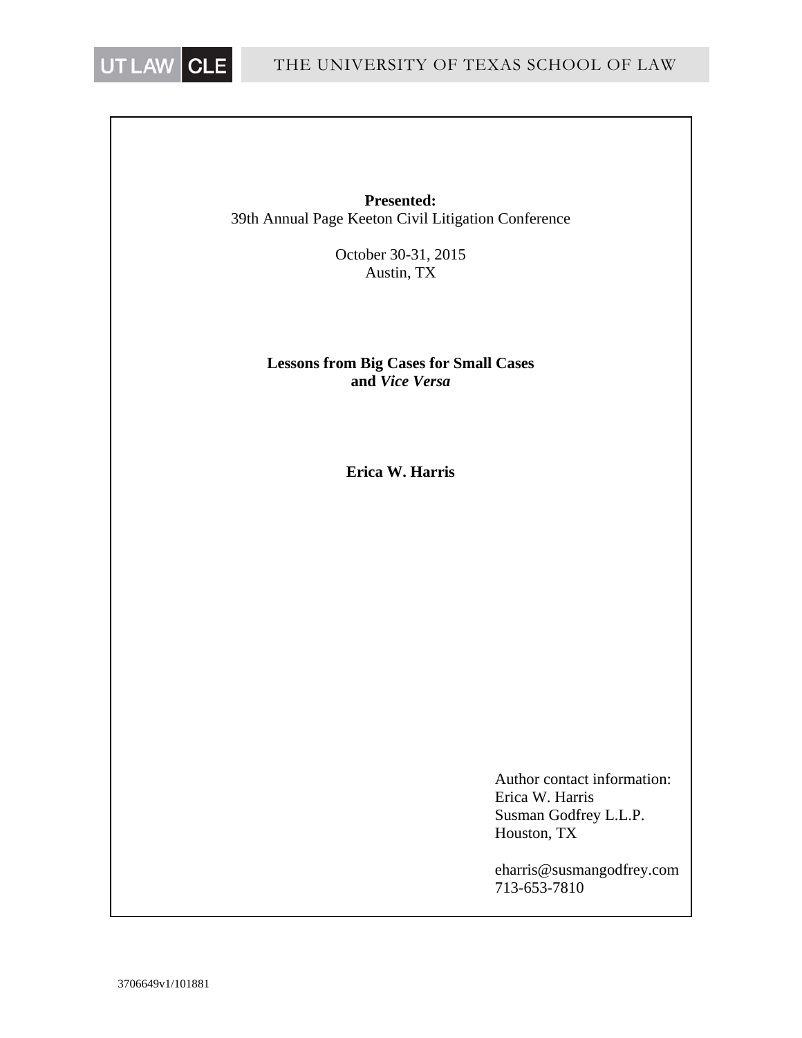**Presented:**
39th Annual Page Keeton Civil Litigation Conference

October 30-31, 2015
Austin, TX

# Lessons from Big Cases for Small Cases and *Vice Versa*

**Erica W. Harris**

Author contact information:
Erica W. Harris
Susman Godfrey L.L.P.
Houston, TX

eharris@susmangodfrey.com
713-653-7810

3706649v1/101881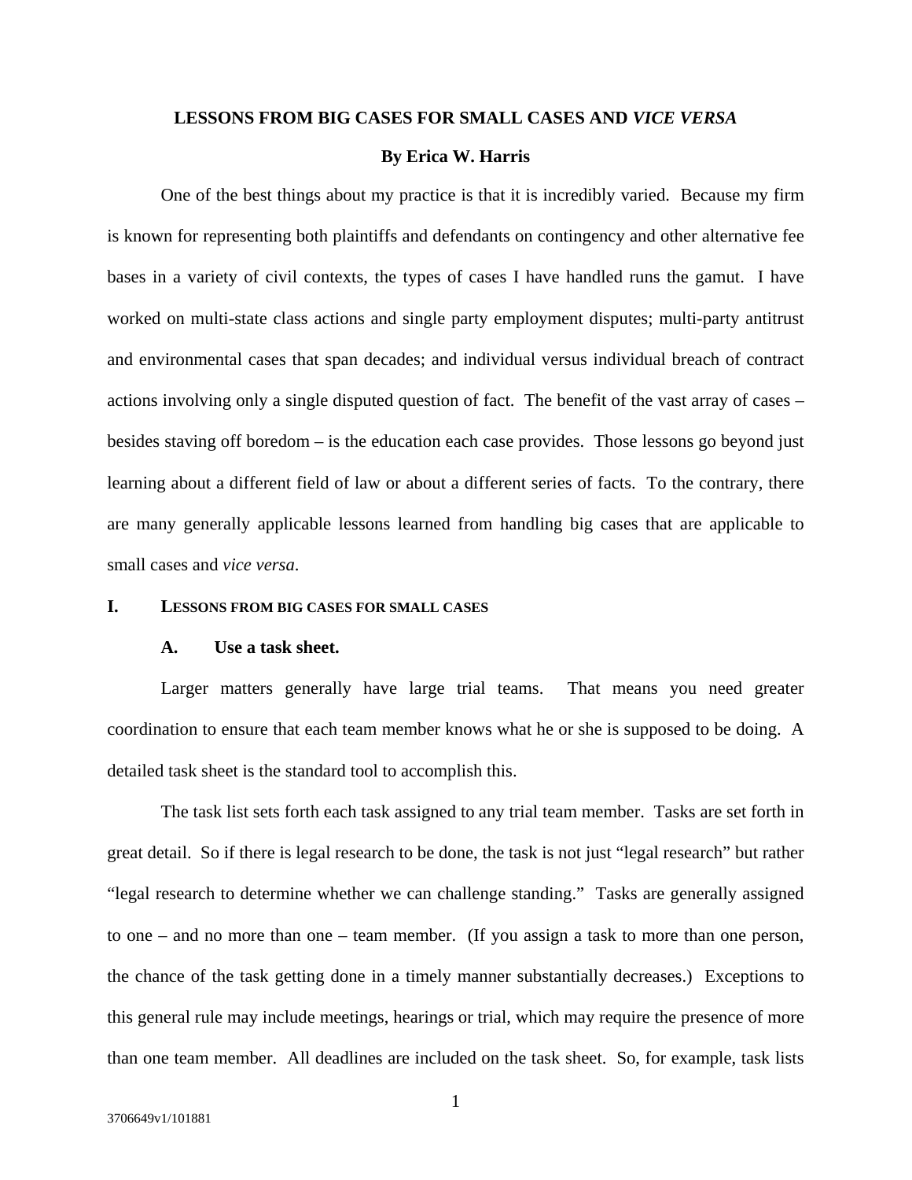**LESSONS FROM BIG CASES FOR SMALL CASES AND *VICE VERSA***

**By Erica W. Harris**

One of the best things about my practice is that it is incredibly varied. Because my firm is known for representing both plaintiffs and defendants on contingency and other alternative fee bases in a variety of civil contexts, the types of cases I have handled runs the gamut. I have worked on multi-state class actions and single party employment disputes; multi-party antitrust and environmental cases that span decades; and individual versus individual breach of contract actions involving only a single disputed question of fact. The benefit of the vast array of cases – besides staving off boredom – is the education each case provides. Those lessons go beyond just learning about a different field of law or about a different series of facts. To the contrary, there are many generally applicable lessons learned from handling big cases that are applicable to small cases and *vice versa*.

## I. LESSONS FROM BIG CASES FOR SMALL CASES

### A. Use a task sheet.

Larger matters generally have large trial teams. That means you need greater coordination to ensure that each team member knows what he or she is supposed to be doing. A detailed task sheet is the standard tool to accomplish this.

The task list sets forth each task assigned to any trial team member. Tasks are set forth in great detail. So if there is legal research to be done, the task is not just "legal research" but rather "legal research to determine whether we can challenge standing." Tasks are generally assigned to one – and no more than one – team member. (If you assign a task to more than one person, the chance of the task getting done in a timely manner substantially decreases.) Exceptions to this general rule may include meetings, hearings or trial, which may require the presence of more than one team member. All deadlines are included on the task sheet. So, for example, task lists

3706649v1/101881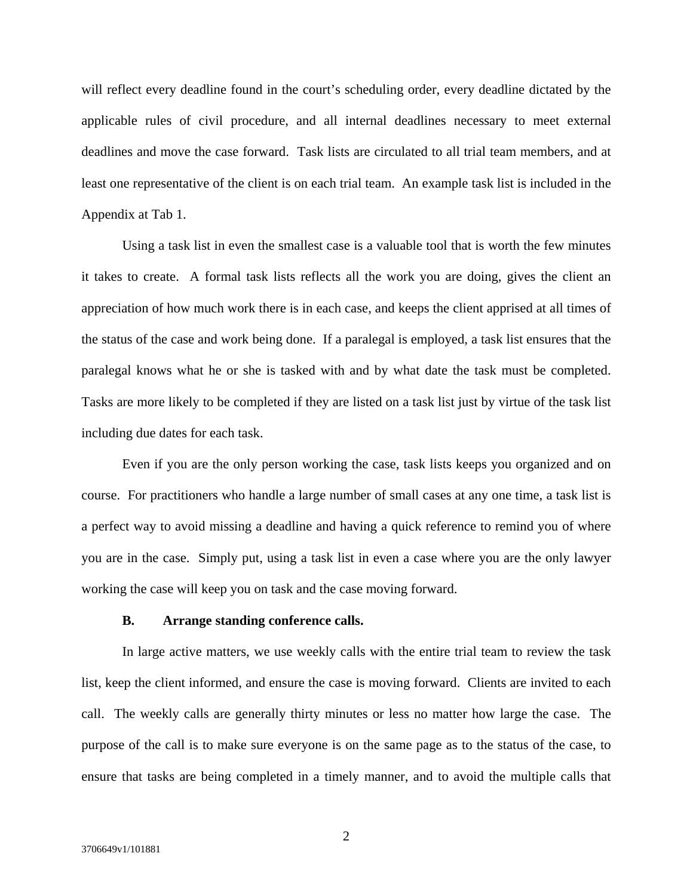will reflect every deadline found in the court's scheduling order, every deadline dictated by the applicable rules of civil procedure, and all internal deadlines necessary to meet external deadlines and move the case forward. Task lists are circulated to all trial team members, and at least one representative of the client is on each trial team. An example task list is included in the Appendix at Tab 1.

Using a task list in even the smallest case is a valuable tool that is worth the few minutes it takes to create. A formal task lists reflects all the work you are doing, gives the client an appreciation of how much work there is in each case, and keeps the client apprised at all times of the status of the case and work being done. If a paralegal is employed, a task list ensures that the paralegal knows what he or she is tasked with and by what date the task must be completed. Tasks are more likely to be completed if they are listed on a task list just by virtue of the task list including due dates for each task.

Even if you are the only person working the case, task lists keeps you organized and on course. For practitioners who handle a large number of small cases at any one time, a task list is a perfect way to avoid missing a deadline and having a quick reference to remind you of where you are in the case. Simply put, using a task list in even a case where you are the only lawyer working the case will keep you on task and the case moving forward.

**B. Arrange standing conference calls.**

In large active matters, we use weekly calls with the entire trial team to review the task list, keep the client informed, and ensure the case is moving forward. Clients are invited to each call. The weekly calls are generally thirty minutes or less no matter how large the case. The purpose of the call is to make sure everyone is on the same page as to the status of the case, to ensure that tasks are being completed in a timely manner, and to avoid the multiple calls that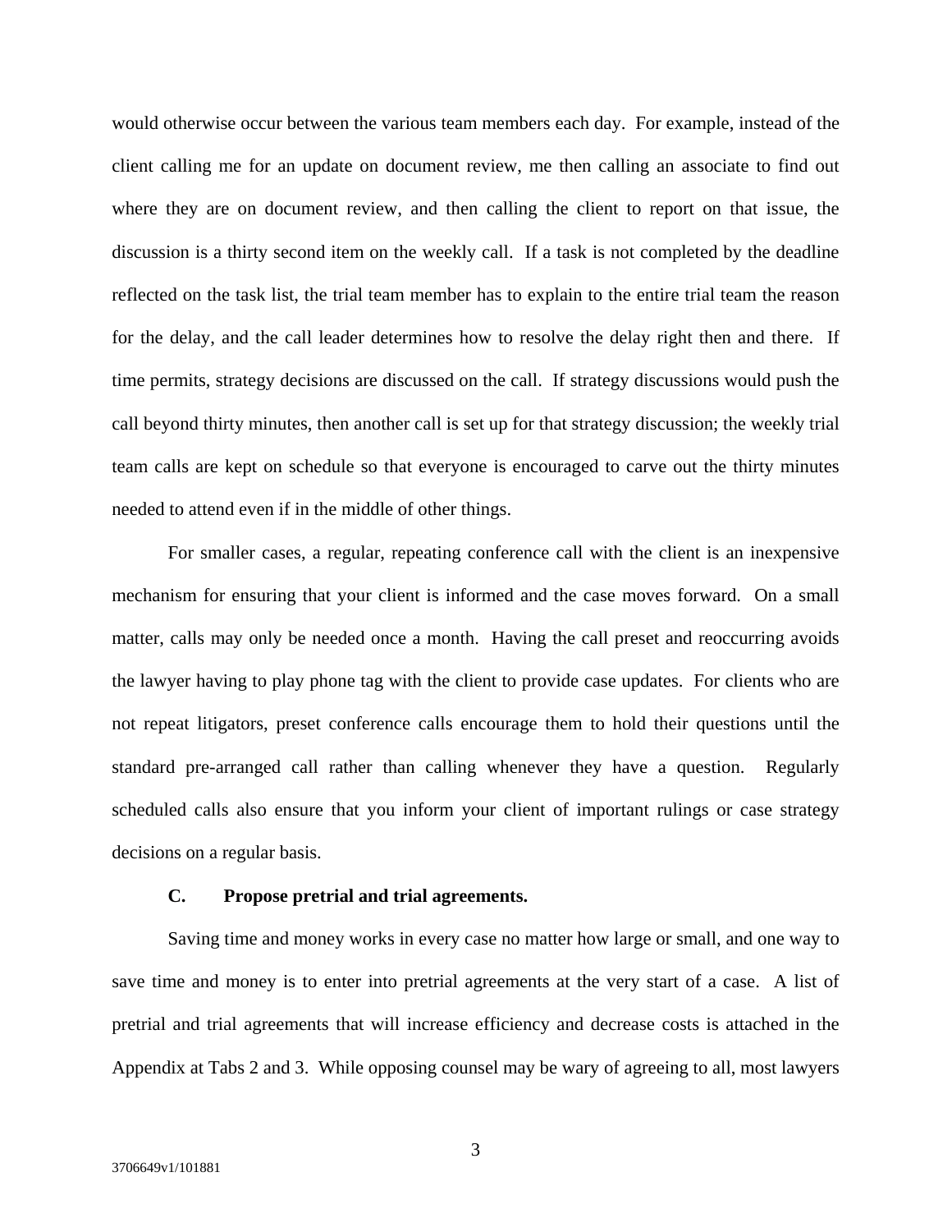would otherwise occur between the various team members each day. For example, instead of the client calling me for an update on document review, me then calling an associate to find out where they are on document review, and then calling the client to report on that issue, the discussion is a thirty second item on the weekly call. If a task is not completed by the deadline reflected on the task list, the trial team member has to explain to the entire trial team the reason for the delay, and the call leader determines how to resolve the delay right then and there. If time permits, strategy decisions are discussed on the call. If strategy discussions would push the call beyond thirty minutes, then another call is set up for that strategy discussion; the weekly trial team calls are kept on schedule so that everyone is encouraged to carve out the thirty minutes needed to attend even if in the middle of other things.

For smaller cases, a regular, repeating conference call with the client is an inexpensive mechanism for ensuring that your client is informed and the case moves forward. On a small matter, calls may only be needed once a month. Having the call preset and reoccurring avoids the lawyer having to play phone tag with the client to provide case updates. For clients who are not repeat litigators, preset conference calls encourage them to hold their questions until the standard pre-arranged call rather than calling whenever they have a question. Regularly scheduled calls also ensure that you inform your client of important rulings or case strategy decisions on a regular basis.

### C. Propose pretrial and trial agreements.

Saving time and money works in every case no matter how large or small, and one way to save time and money is to enter into pretrial agreements at the very start of a case. A list of pretrial and trial agreements that will increase efficiency and decrease costs is attached in the Appendix at Tabs 2 and 3. While opposing counsel may be wary of agreeing to all, most lawyers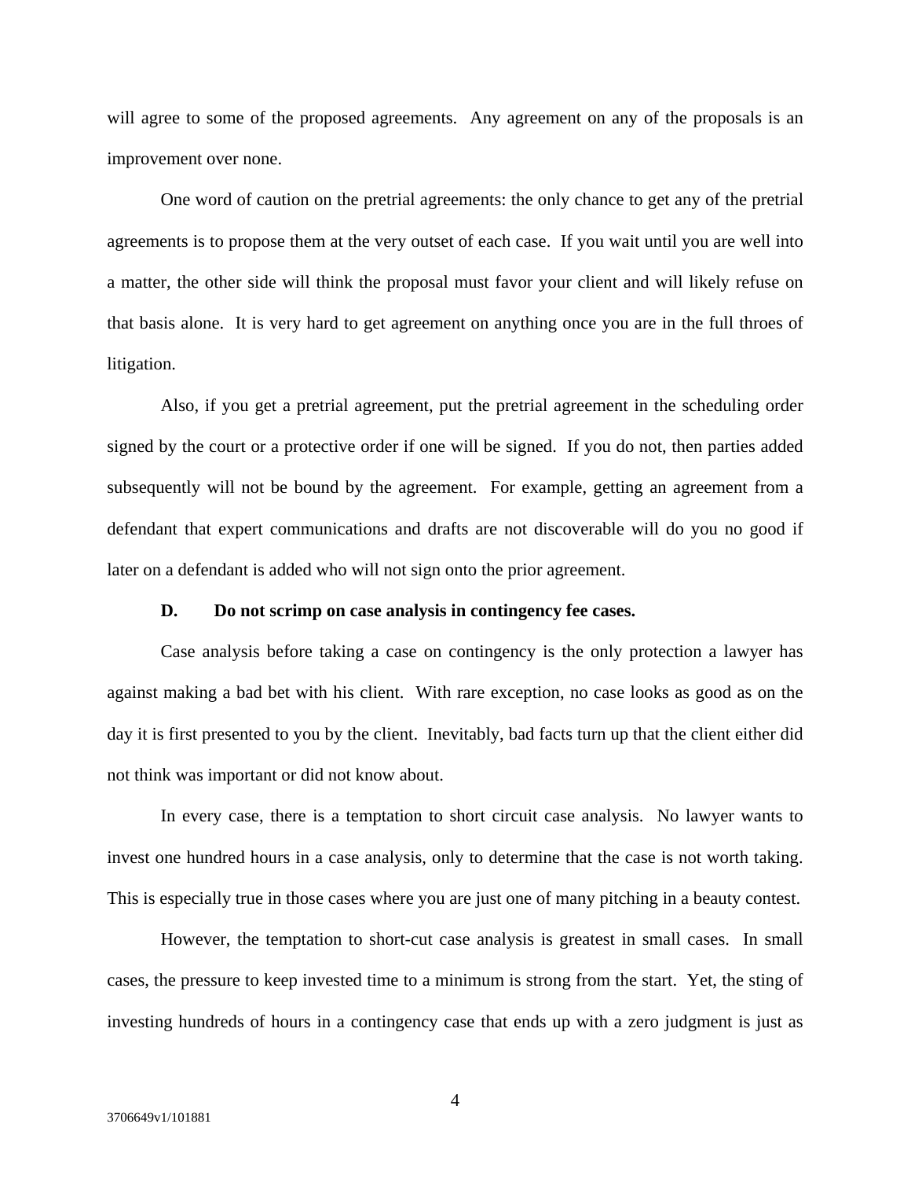will agree to some of the proposed agreements. Any agreement on any of the proposals is an improvement over none.

One word of caution on the pretrial agreements: the only chance to get any of the pretrial agreements is to propose them at the very outset of each case. If you wait until you are well into a matter, the other side will think the proposal must favor your client and will likely refuse on that basis alone. It is very hard to get agreement on anything once you are in the full throes of litigation.

Also, if you get a pretrial agreement, put the pretrial agreement in the scheduling order signed by the court or a protective order if one will be signed. If you do not, then parties added subsequently will not be bound by the agreement. For example, getting an agreement from a defendant that expert communications and drafts are not discoverable will do you no good if later on a defendant is added who will not sign onto the prior agreement.

### D. Do not scrimp on case analysis in contingency fee cases.

Case analysis before taking a case on contingency is the only protection a lawyer has against making a bad bet with his client. With rare exception, no case looks as good as on the day it is first presented to you by the client. Inevitably, bad facts turn up that the client either did not think was important or did not know about.

In every case, there is a temptation to short circuit case analysis. No lawyer wants to invest one hundred hours in a case analysis, only to determine that the case is not worth taking. This is especially true in those cases where you are just one of many pitching in a beauty contest.

However, the temptation to short-cut case analysis is greatest in small cases. In small cases, the pressure to keep invested time to a minimum is strong from the start. Yet, the sting of investing hundreds of hours in a contingency case that ends up with a zero judgment is just as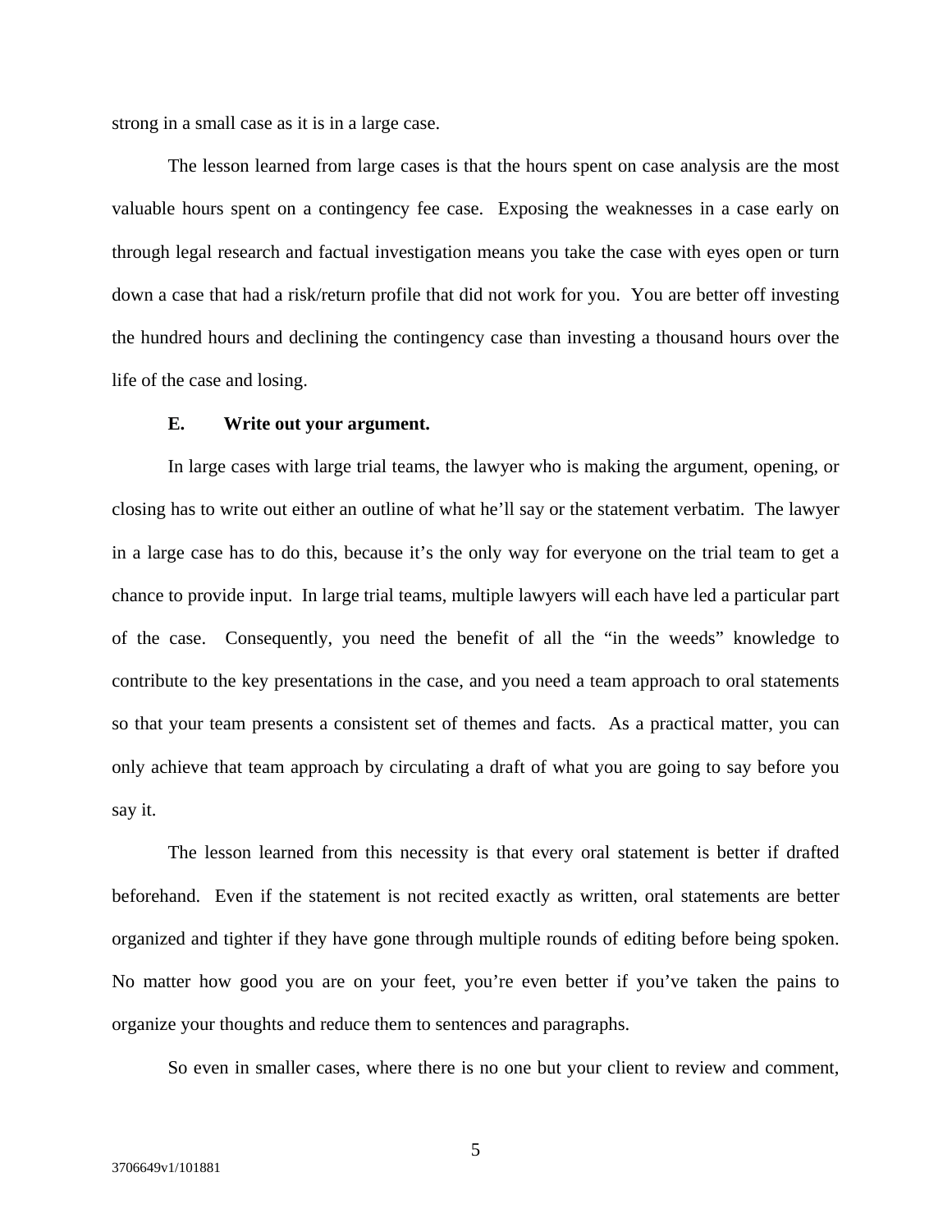strong in a small case as it is in a large case.

The lesson learned from large cases is that the hours spent on case analysis are the most valuable hours spent on a contingency fee case. Exposing the weaknesses in a case early on through legal research and factual investigation means you take the case with eyes open or turn down a case that had a risk/return profile that did not work for you. You are better off investing the hundred hours and declining the contingency case than investing a thousand hours over the life of the case and losing.

### E. Write out your argument.

In large cases with large trial teams, the lawyer who is making the argument, opening, or closing has to write out either an outline of what he'll say or the statement verbatim. The lawyer in a large case has to do this, because it's the only way for everyone on the trial team to get a chance to provide input. In large trial teams, multiple lawyers will each have led a particular part of the case. Consequently, you need the benefit of all the "in the weeds" knowledge to contribute to the key presentations in the case, and you need a team approach to oral statements so that your team presents a consistent set of themes and facts. As a practical matter, you can only achieve that team approach by circulating a draft of what you are going to say before you say it.

The lesson learned from this necessity is that every oral statement is better if drafted beforehand. Even if the statement is not recited exactly as written, oral statements are better organized and tighter if they have gone through multiple rounds of editing before being spoken. No matter how good you are on your feet, you're even better if you've taken the pains to organize your thoughts and reduce them to sentences and paragraphs.

So even in smaller cases, where there is no one but your client to review and comment,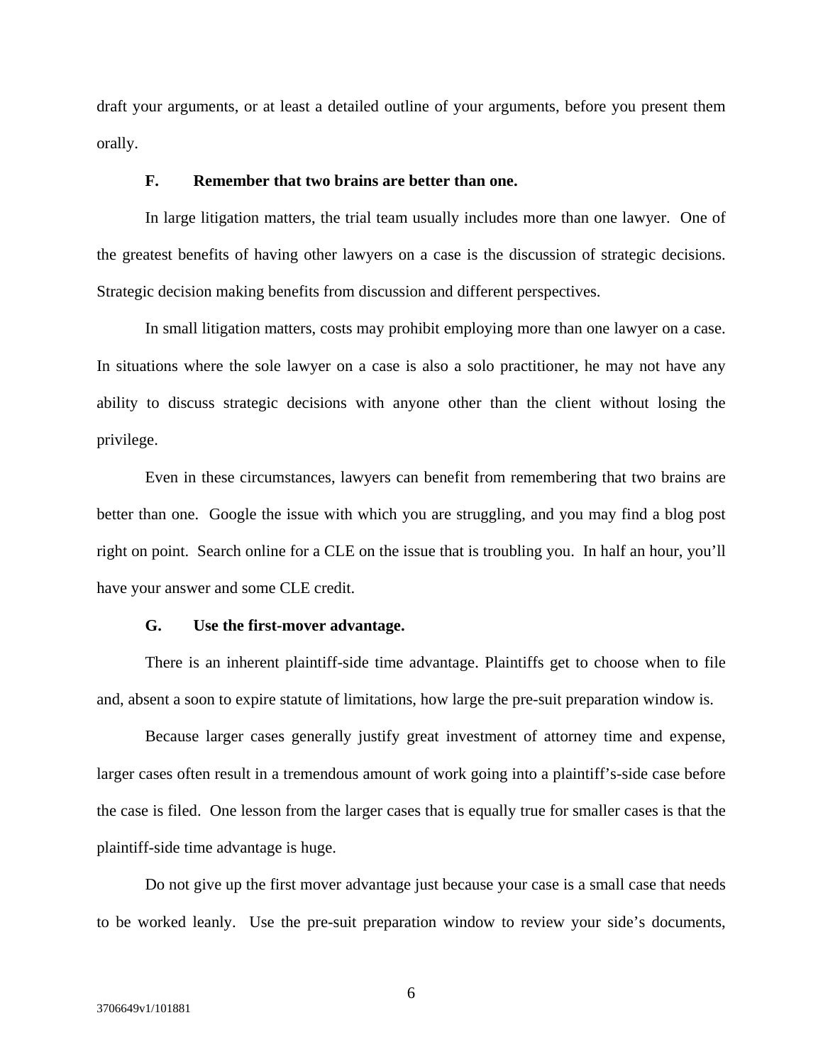draft your arguments, or at least a detailed outline of your arguments, before you present them orally.

### F. Remember that two brains are better than one.

In large litigation matters, the trial team usually includes more than one lawyer. One of the greatest benefits of having other lawyers on a case is the discussion of strategic decisions. Strategic decision making benefits from discussion and different perspectives.

In small litigation matters, costs may prohibit employing more than one lawyer on a case. In situations where the sole lawyer on a case is also a solo practitioner, he may not have any ability to discuss strategic decisions with anyone other than the client without losing the privilege.

Even in these circumstances, lawyers can benefit from remembering that two brains are better than one. Google the issue with which you are struggling, and you may find a blog post right on point. Search online for a CLE on the issue that is troubling you. In half an hour, you'll have your answer and some CLE credit.

### G. Use the first-mover advantage.

There is an inherent plaintiff-side time advantage. Plaintiffs get to choose when to file and, absent a soon to expire statute of limitations, how large the pre-suit preparation window is.

Because larger cases generally justify great investment of attorney time and expense, larger cases often result in a tremendous amount of work going into a plaintiff's-side case before the case is filed. One lesson from the larger cases that is equally true for smaller cases is that the plaintiff-side time advantage is huge.

Do not give up the first mover advantage just because your case is a small case that needs to be worked leanly. Use the pre-suit preparation window to review your side's documents,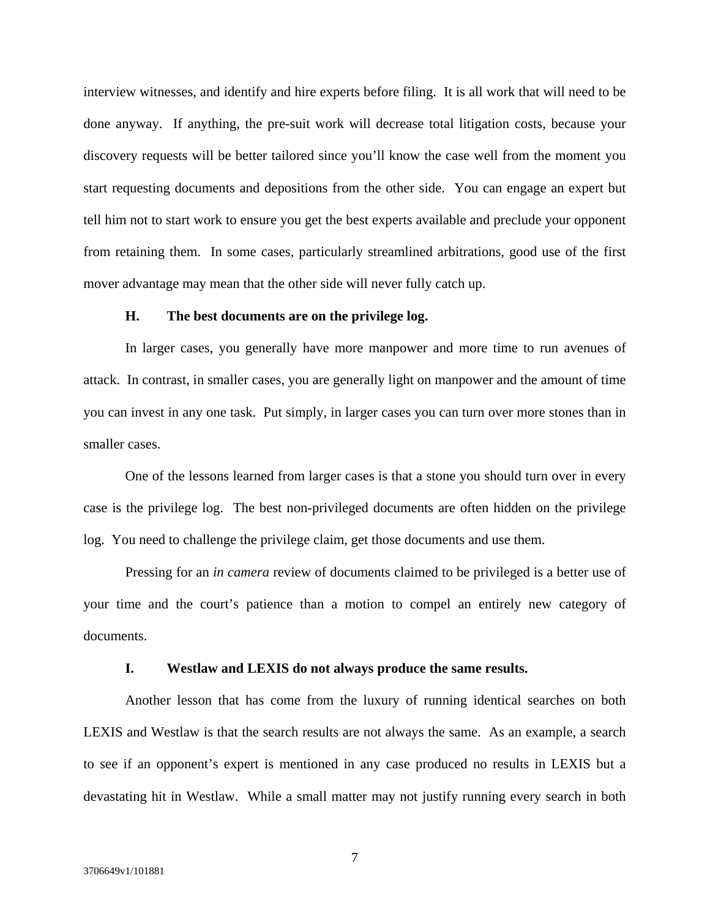interview witnesses, and identify and hire experts before filing. It is all work that will need to be done anyway. If anything, the pre-suit work will decrease total litigation costs, because your discovery requests will be better tailored since you'll know the case well from the moment you start requesting documents and depositions from the other side. You can engage an expert but tell him not to start work to ensure you get the best experts available and preclude your opponent from retaining them. In some cases, particularly streamlined arbitrations, good use of the first mover advantage may mean that the other side will never fully catch up.

### H. The best documents are on the privilege log.

In larger cases, you generally have more manpower and more time to run avenues of attack. In contrast, in smaller cases, you are generally light on manpower and the amount of time you can invest in any one task. Put simply, in larger cases you can turn over more stones than in smaller cases.

One of the lessons learned from larger cases is that a stone you should turn over in every case is the privilege log. The best non-privileged documents are often hidden on the privilege log. You need to challenge the privilege claim, get those documents and use them.

Pressing for an *in camera* review of documents claimed to be privileged is a better use of your time and the court's patience than a motion to compel an entirely new category of documents.

### I. Westlaw and LEXIS do not always produce the same results.

Another lesson that has come from the luxury of running identical searches on both LEXIS and Westlaw is that the search results are not always the same. As an example, a search to see if an opponent's expert is mentioned in any case produced no results in LEXIS but a devastating hit in Westlaw. While a small matter may not justify running every search in both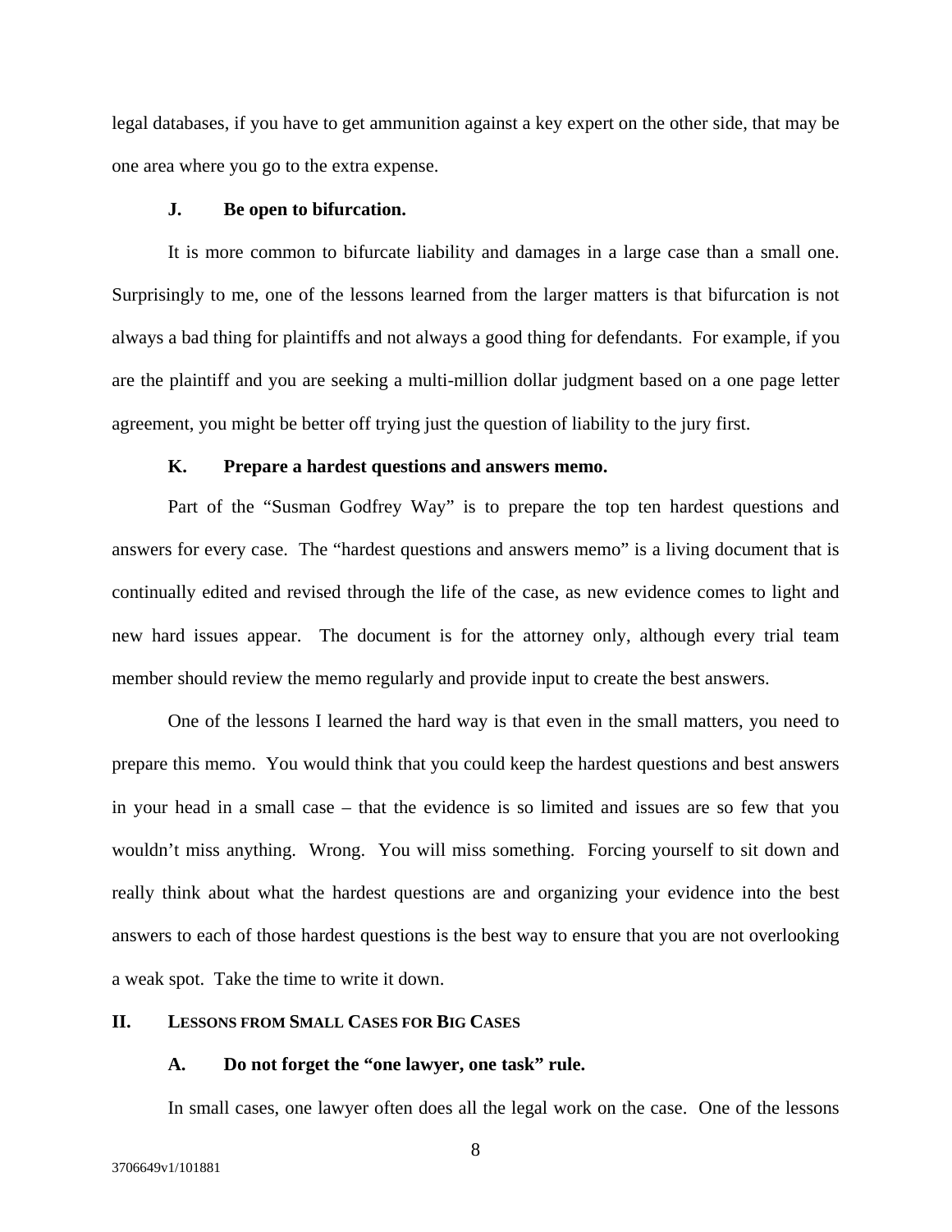legal databases, if you have to get ammunition against a key expert on the other side, that may be one area where you go to the extra expense.

### J. Be open to bifurcation.

It is more common to bifurcate liability and damages in a large case than a small one. Surprisingly to me, one of the lessons learned from the larger matters is that bifurcation is not always a bad thing for plaintiffs and not always a good thing for defendants. For example, if you are the plaintiff and you are seeking a multi-million dollar judgment based on a one page letter agreement, you might be better off trying just the question of liability to the jury first.

### K. Prepare a hardest questions and answers memo.

Part of the "Susman Godfrey Way" is to prepare the top ten hardest questions and answers for every case. The "hardest questions and answers memo" is a living document that is continually edited and revised through the life of the case, as new evidence comes to light and new hard issues appear. The document is for the attorney only, although every trial team member should review the memo regularly and provide input to create the best answers.

One of the lessons I learned the hard way is that even in the small matters, you need to prepare this memo. You would think that you could keep the hardest questions and best answers in your head in a small case – that the evidence is so limited and issues are so few that you wouldn't miss anything. Wrong. You will miss something. Forcing yourself to sit down and really think about what the hardest questions are and organizing your evidence into the best answers to each of those hardest questions is the best way to ensure that you are not overlooking a weak spot. Take the time to write it down.

## II. Lessons from Small Cases for Big Cases

### A. Do not forget the "one lawyer, one task" rule.

In small cases, one lawyer often does all the legal work on the case. One of the lessons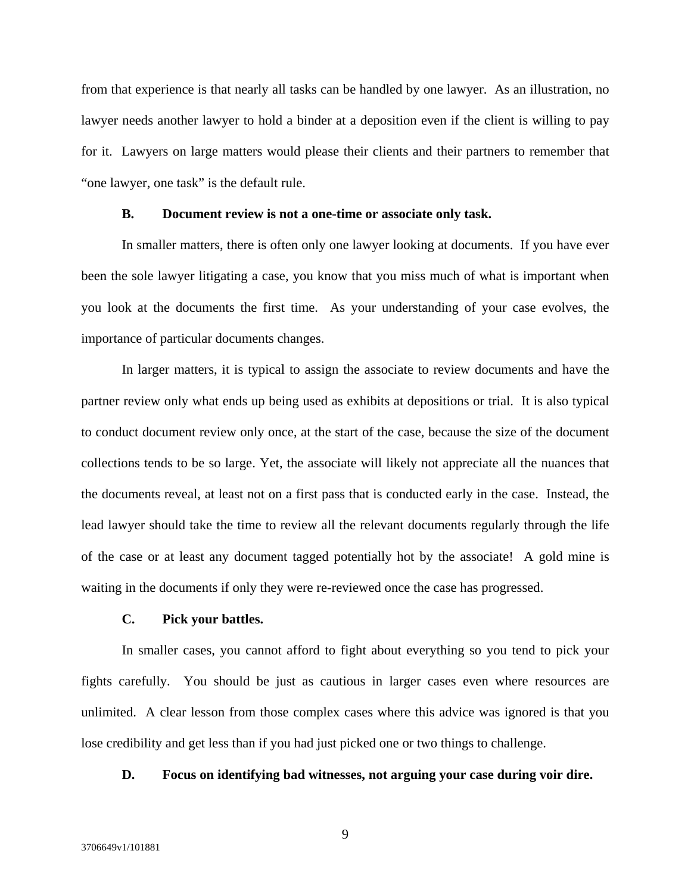from that experience is that nearly all tasks can be handled by one lawyer. As an illustration, no lawyer needs another lawyer to hold a binder at a deposition even if the client is willing to pay for it. Lawyers on large matters would please their clients and their partners to remember that "one lawyer, one task" is the default rule.

### B. Document review is not a one-time or associate only task.

In smaller matters, there is often only one lawyer looking at documents. If you have ever been the sole lawyer litigating a case, you know that you miss much of what is important when you look at the documents the first time. As your understanding of your case evolves, the importance of particular documents changes.

In larger matters, it is typical to assign the associate to review documents and have the partner review only what ends up being used as exhibits at depositions or trial. It is also typical to conduct document review only once, at the start of the case, because the size of the document collections tends to be so large. Yet, the associate will likely not appreciate all the nuances that the documents reveal, at least not on a first pass that is conducted early in the case. Instead, the lead lawyer should take the time to review all the relevant documents regularly through the life of the case or at least any document tagged potentially hot by the associate! A gold mine is waiting in the documents if only they were re-reviewed once the case has progressed.

### C. Pick your battles.

In smaller cases, you cannot afford to fight about everything so you tend to pick your fights carefully. You should be just as cautious in larger cases even where resources are unlimited. A clear lesson from those complex cases where this advice was ignored is that you lose credibility and get less than if you had just picked one or two things to challenge.

### D. Focus on identifying bad witnesses, not arguing your case during voir dire.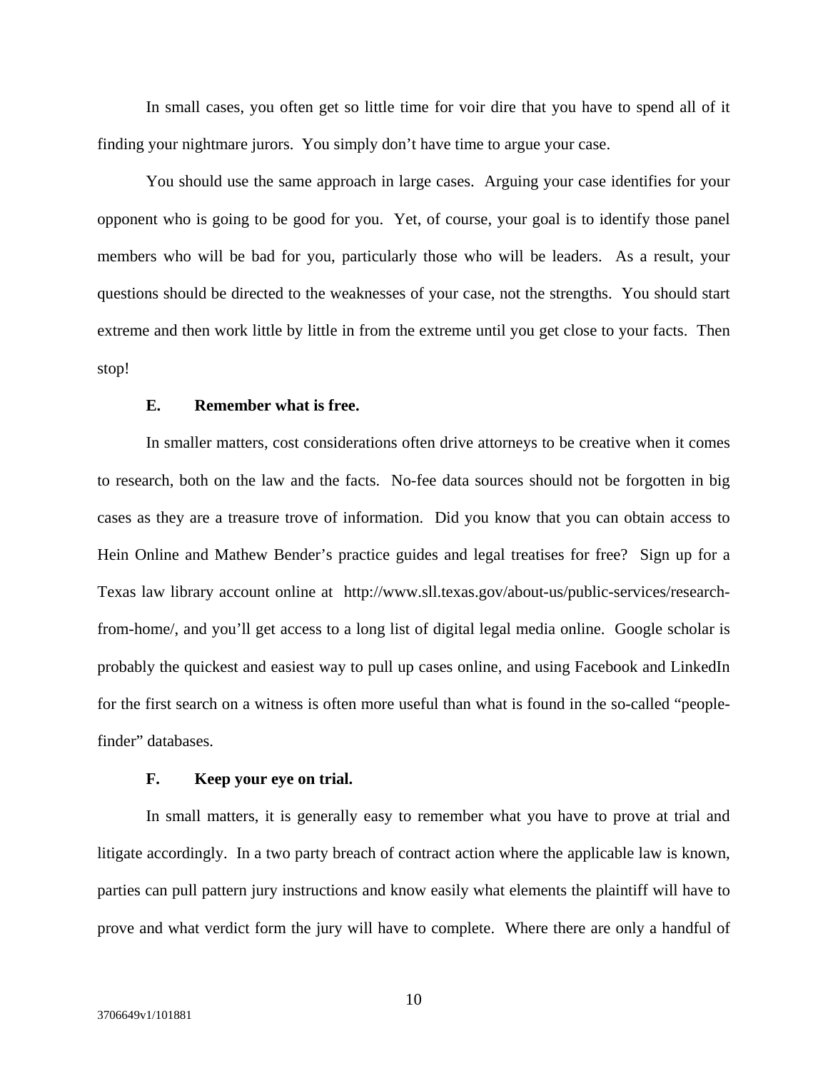In small cases, you often get so little time for voir dire that you have to spend all of it finding your nightmare jurors. You simply don't have time to argue your case.

You should use the same approach in large cases. Arguing your case identifies for your opponent who is going to be good for you. Yet, of course, your goal is to identify those panel members who will be bad for you, particularly those who will be leaders. As a result, your questions should be directed to the weaknesses of your case, not the strengths. You should start extreme and then work little by little in from the extreme until you get close to your facts. Then stop!

### E. Remember what is free.

In smaller matters, cost considerations often drive attorneys to be creative when it comes to research, both on the law and the facts. No-fee data sources should not be forgotten in big cases as they are a treasure trove of information. Did you know that you can obtain access to Hein Online and Mathew Bender's practice guides and legal treatises for free? Sign up for a Texas law library account online at http://www.sll.texas.gov/about-us/public-services/research-from-home/, and you'll get access to a long list of digital legal media online. Google scholar is probably the quickest and easiest way to pull up cases online, and using Facebook and LinkedIn for the first search on a witness is often more useful than what is found in the so-called "people-finder" databases.

### F. Keep your eye on trial.

In small matters, it is generally easy to remember what you have to prove at trial and litigate accordingly. In a two party breach of contract action where the applicable law is known, parties can pull pattern jury instructions and know easily what elements the plaintiff will have to prove and what verdict form the jury will have to complete. Where there are only a handful of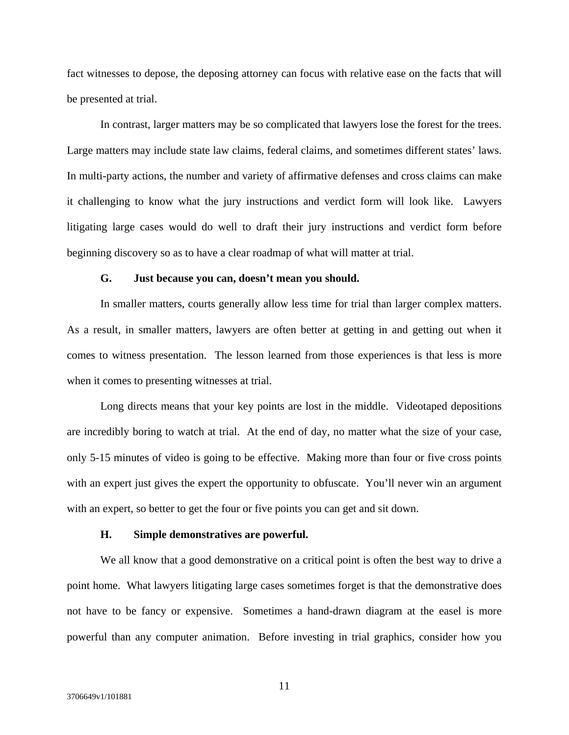fact witnesses to depose, the deposing attorney can focus with relative ease on the facts that will be presented at trial.

In contrast, larger matters may be so complicated that lawyers lose the forest for the trees. Large matters may include state law claims, federal claims, and sometimes different states' laws. In multi-party actions, the number and variety of affirmative defenses and cross claims can make it challenging to know what the jury instructions and verdict form will look like. Lawyers litigating large cases would do well to draft their jury instructions and verdict form before beginning discovery so as to have a clear roadmap of what will matter at trial.

### G. Just because you can, doesn't mean you should.

In smaller matters, courts generally allow less time for trial than larger complex matters. As a result, in smaller matters, lawyers are often better at getting in and getting out when it comes to witness presentation. The lesson learned from those experiences is that less is more when it comes to presenting witnesses at trial.

Long directs means that your key points are lost in the middle. Videotaped depositions are incredibly boring to watch at trial. At the end of day, no matter what the size of your case, only 5-15 minutes of video is going to be effective. Making more than four or five cross points with an expert just gives the expert the opportunity to obfuscate. You'll never win an argument with an expert, so better to get the four or five points you can get and sit down.

### H. Simple demonstratives are powerful.

We all know that a good demonstrative on a critical point is often the best way to drive a point home. What lawyers litigating large cases sometimes forget is that the demonstrative does not have to be fancy or expensive. Sometimes a hand-drawn diagram at the easel is more powerful than any computer animation. Before investing in trial graphics, consider how you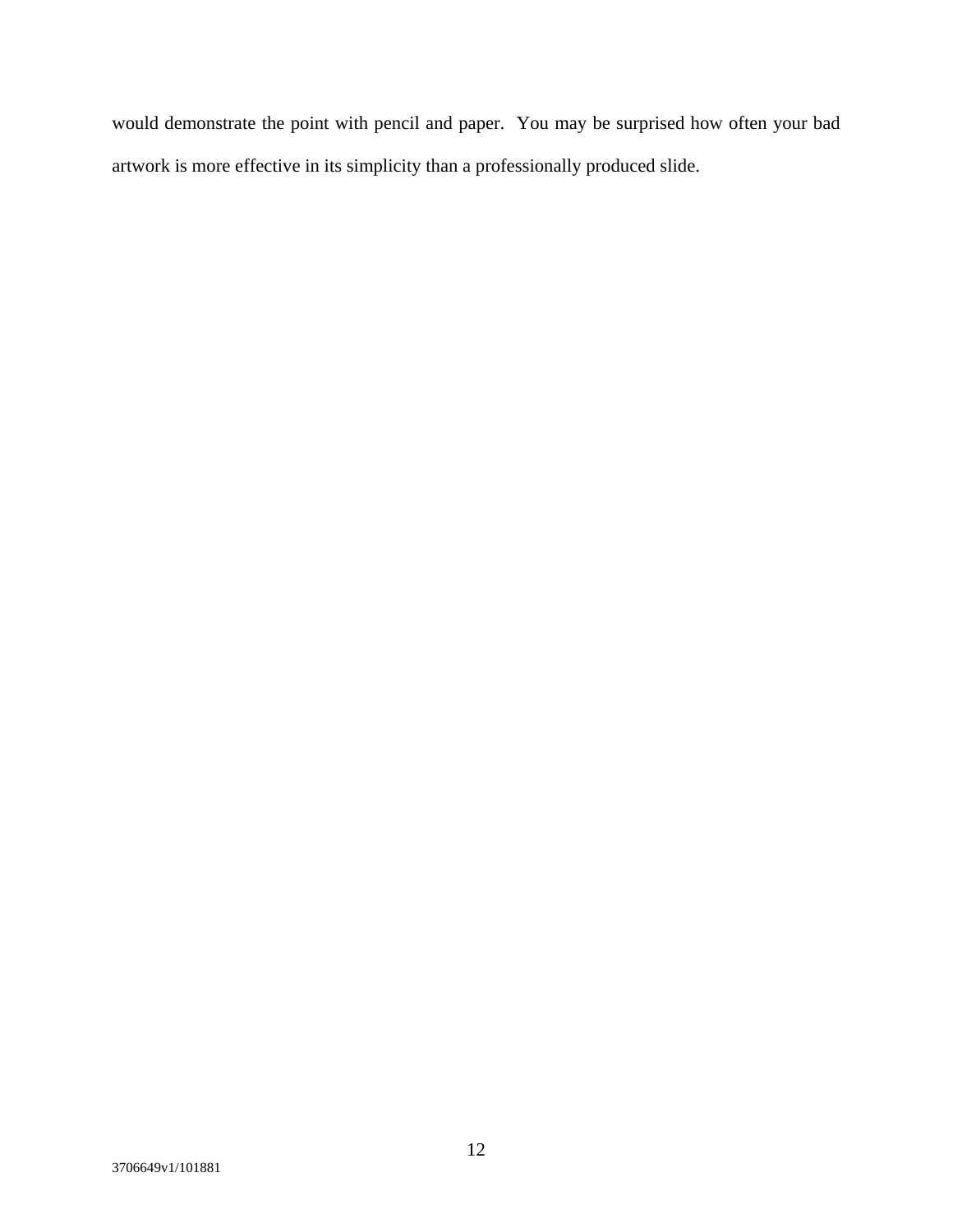would demonstrate the point with pencil and paper. You may be surprised how often your bad artwork is more effective in its simplicity than a professionally produced slide.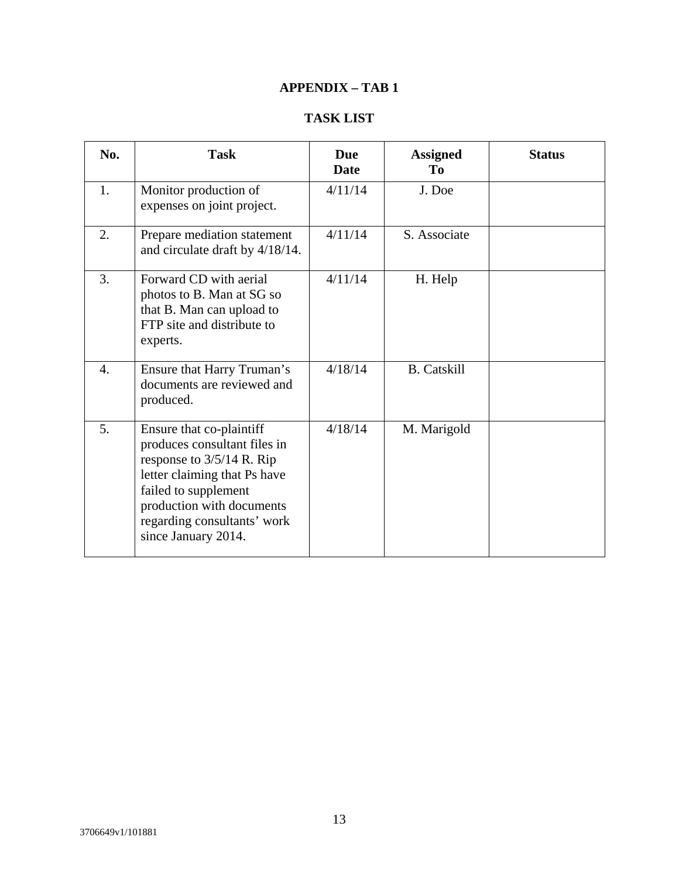**APPENDIX – TAB 1**

**TASK LIST**

| No. | Task | Due Date | Assigned To | Status |
|---|---|---|---|---|
| 1. | Monitor production of expenses on joint project. | 4/11/14 | J. Doe | |
| 2. | Prepare mediation statement and circulate draft by 4/18/14. | 4/11/14 | S. Associate | |
| 3. | Forward CD with aerial photos to B. Man at SG so that B. Man can upload to FTP site and distribute to experts. | 4/11/14 | H. Help | |
| 4. | Ensure that Harry Truman's documents are reviewed and produced. | 4/18/14 | B. Catskill | |
| 5. | Ensure that co-plaintiff produces consultant files in response to 3/5/14 R. Rip letter claiming that Ps have failed to supplement production with documents regarding consultants' work since January 2014. | 4/18/14 | M. Marigold | |

3706649v1/101881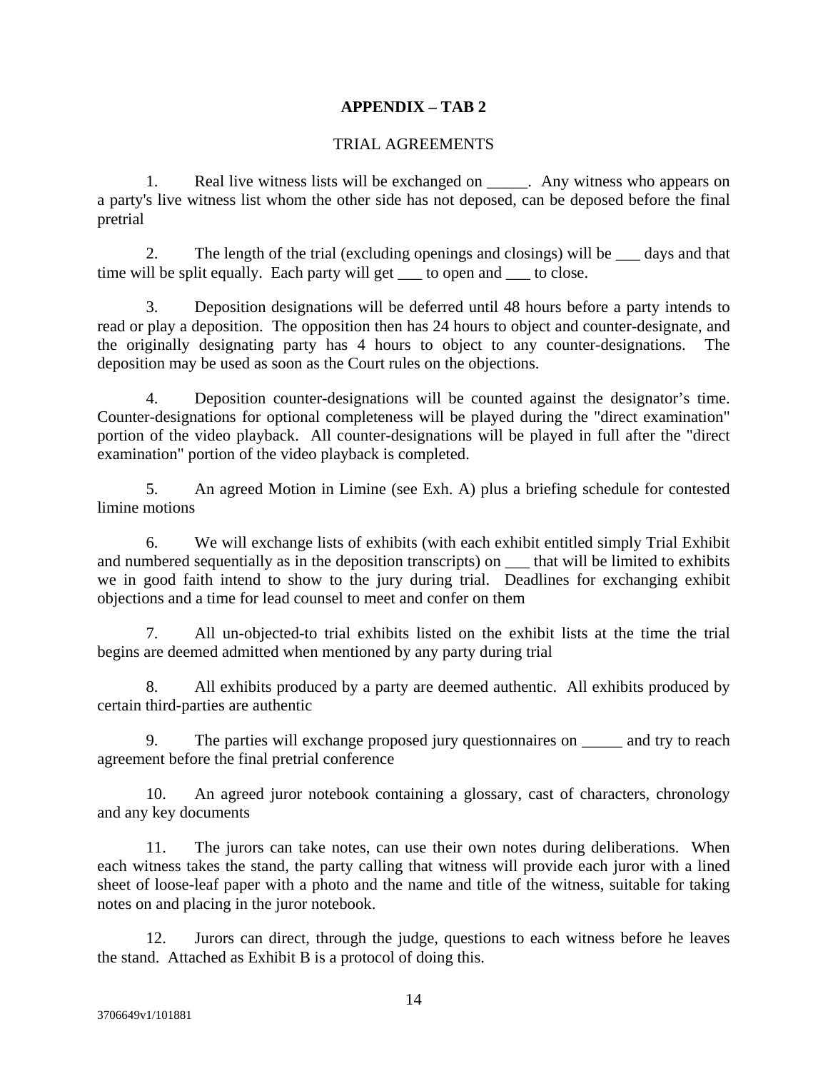**APPENDIX – TAB 2**

TRIAL AGREEMENTS

1. Real live witness lists will be exchanged on _____. Any witness who appears on a party's live witness list whom the other side has not deposed, can be deposed before the final pretrial

2. The length of the trial (excluding openings and closings) will be ___ days and that time will be split equally. Each party will get ___ to open and ___ to close.

3. Deposition designations will be deferred until 48 hours before a party intends to read or play a deposition. The opposition then has 24 hours to object and counter-designate, and the originally designating party has 4 hours to object to any counter-designations. The deposition may be used as soon as the Court rules on the objections.

4. Deposition counter-designations will be counted against the designator's time. Counter-designations for optional completeness will be played during the "direct examination" portion of the video playback. All counter-designations will be played in full after the "direct examination" portion of the video playback is completed.

5. An agreed Motion in Limine (see Exh. A) plus a briefing schedule for contested limine motions

6. We will exchange lists of exhibits (with each exhibit entitled simply Trial Exhibit and numbered sequentially as in the deposition transcripts) on ___ that will be limited to exhibits we in good faith intend to show to the jury during trial. Deadlines for exchanging exhibit objections and a time for lead counsel to meet and confer on them

7. All un-objected-to trial exhibits listed on the exhibit lists at the time the trial begins are deemed admitted when mentioned by any party during trial

8. All exhibits produced by a party are deemed authentic. All exhibits produced by certain third-parties are authentic

9. The parties will exchange proposed jury questionnaires on _____ and try to reach agreement before the final pretrial conference

10. An agreed juror notebook containing a glossary, cast of characters, chronology and any key documents

11. The jurors can take notes, can use their own notes during deliberations. When each witness takes the stand, the party calling that witness will provide each juror with a lined sheet of loose-leaf paper with a photo and the name and title of the witness, suitable for taking notes on and placing in the juror notebook.

12. Jurors can direct, through the judge, questions to each witness before he leaves the stand. Attached as Exhibit B is a protocol of doing this.

3706649v1/101881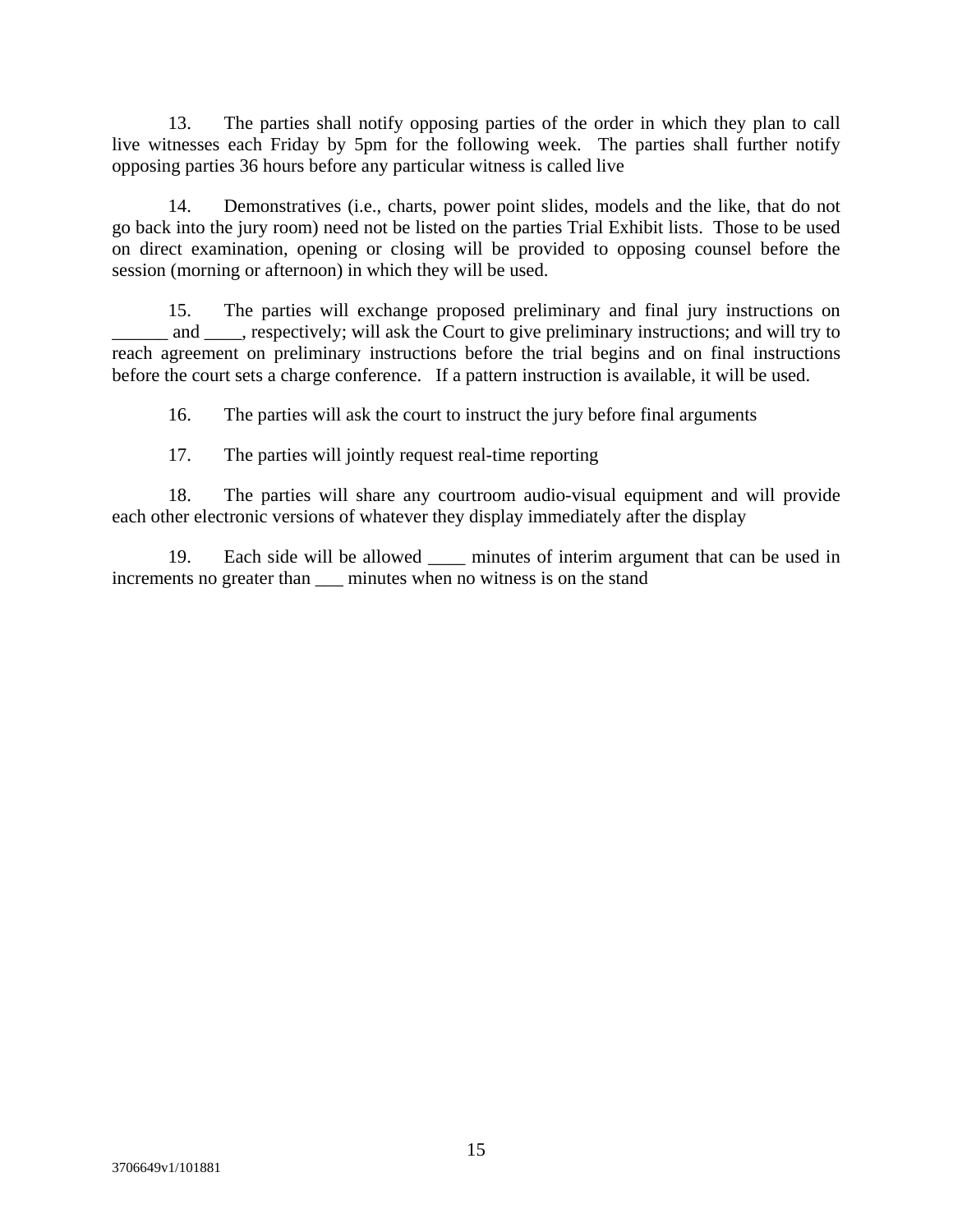13. The parties shall notify opposing parties of the order in which they plan to call live witnesses each Friday by 5pm for the following week. The parties shall further notify opposing parties 36 hours before any particular witness is called live

14. Demonstratives (i.e., charts, power point slides, models and the like, that do not go back into the jury room) need not be listed on the parties Trial Exhibit lists. Those to be used on direct examination, opening or closing will be provided to opposing counsel before the session (morning or afternoon) in which they will be used.

15. The parties will exchange proposed preliminary and final jury instructions on ______ and ____, respectively; will ask the Court to give preliminary instructions; and will try to reach agreement on preliminary instructions before the trial begins and on final instructions before the court sets a charge conference. If a pattern instruction is available, it will be used.

16. The parties will ask the court to instruct the jury before final arguments

17. The parties will jointly request real-time reporting

18. The parties will share any courtroom audio-visual equipment and will provide each other electronic versions of whatever they display immediately after the display

19. Each side will be allowed ____ minutes of interim argument that can be used in increments no greater than ___ minutes when no witness is on the stand

3706649v1/101881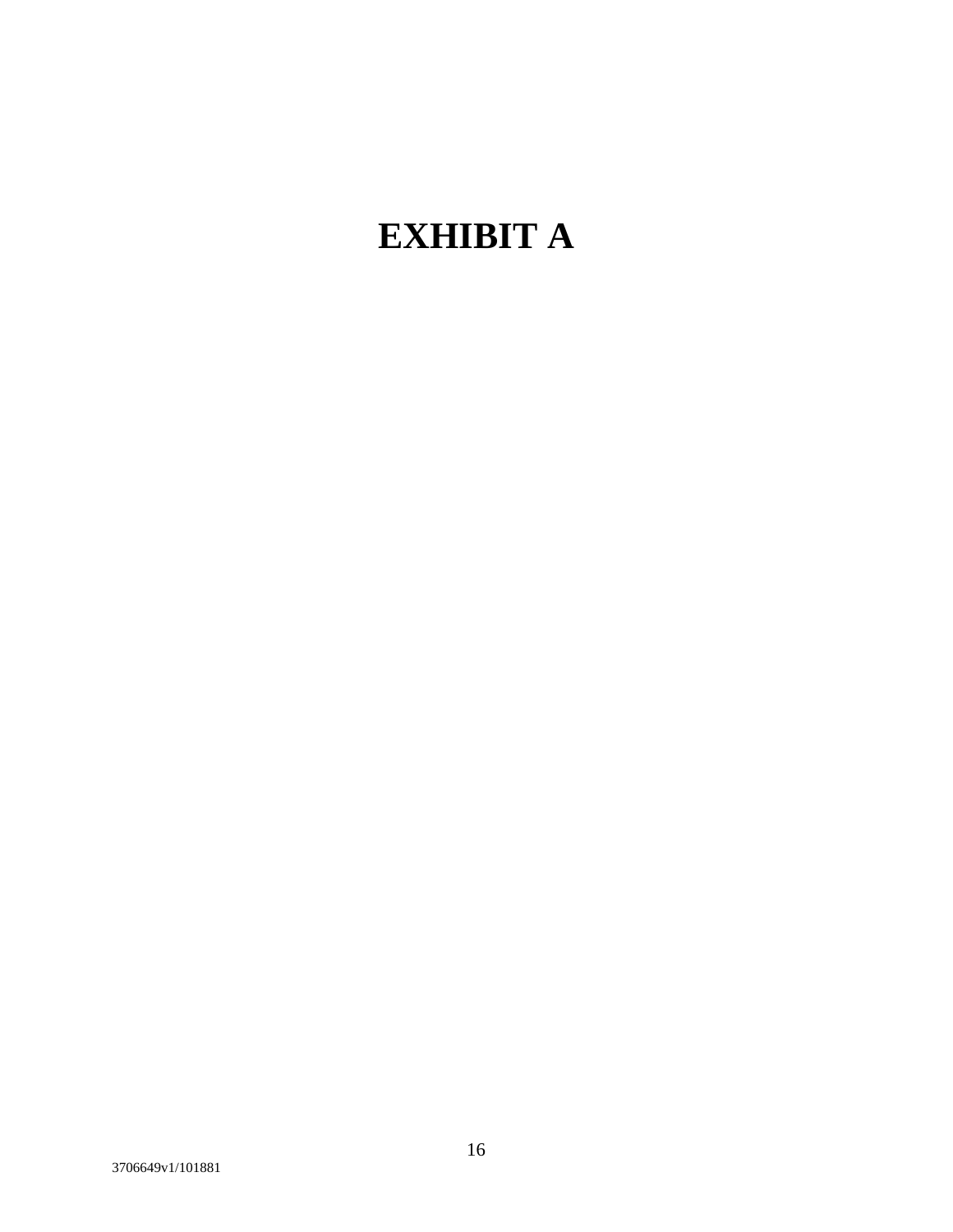# EXHIBIT A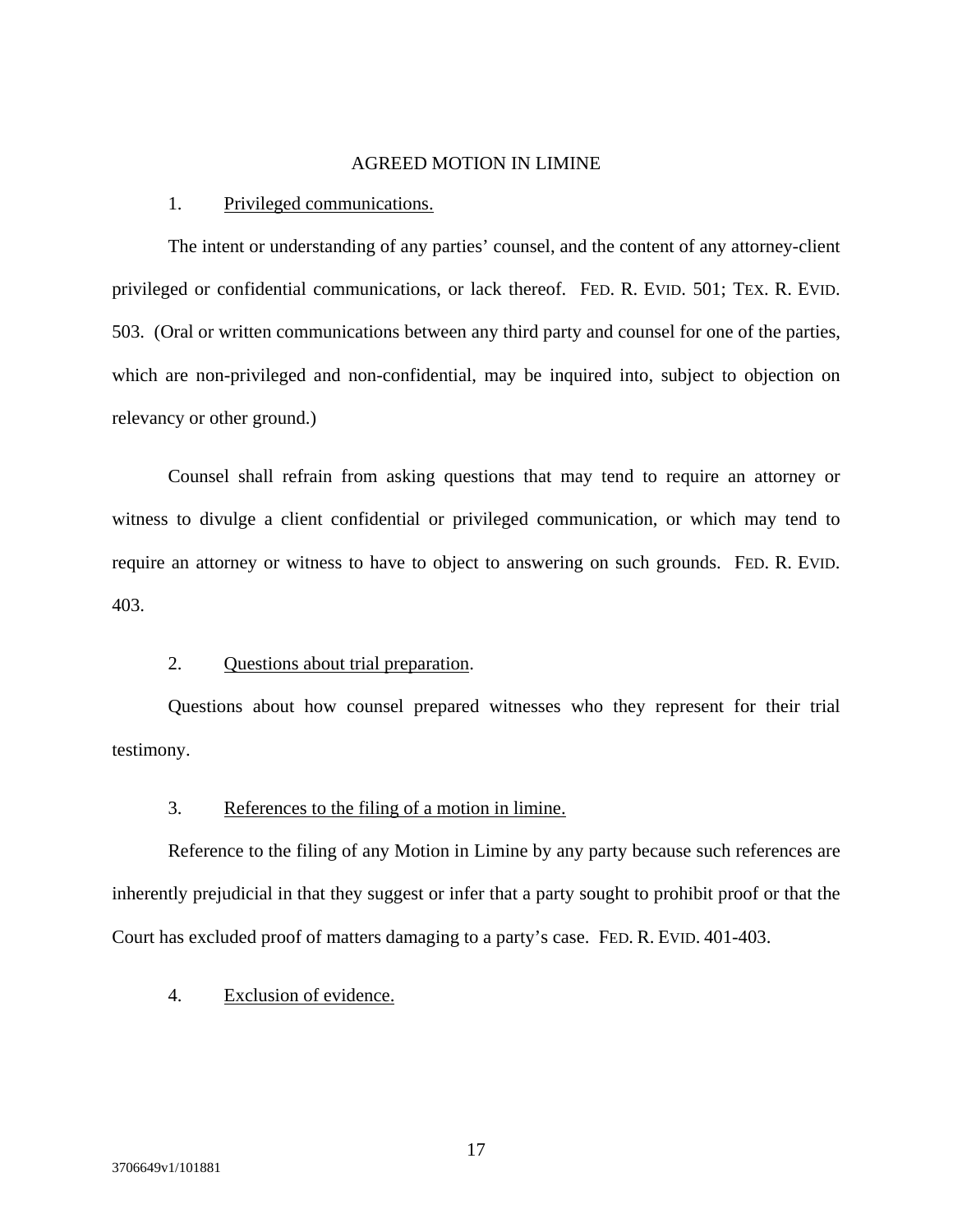## AGREED MOTION IN LIMINE

1. Privileged communications.

The intent or understanding of any parties' counsel, and the content of any attorney-client privileged or confidential communications, or lack thereof. FED. R. EVID. 501; TEX. R. EVID. 503. (Oral or written communications between any third party and counsel for one of the parties, which are non-privileged and non-confidential, may be inquired into, subject to objection on relevancy or other ground.)

Counsel shall refrain from asking questions that may tend to require an attorney or witness to divulge a client confidential or privileged communication, or which may tend to require an attorney or witness to have to object to answering on such grounds. FED. R. EVID. 403.

2. Questions about trial preparation.

Questions about how counsel prepared witnesses who they represent for their trial testimony.

3. References to the filing of a motion in limine.

Reference to the filing of any Motion in Limine by any party because such references are inherently prejudicial in that they suggest or infer that a party sought to prohibit proof or that the Court has excluded proof of matters damaging to a party's case. FED. R. EVID. 401-403.

4. Exclusion of evidence.

3706649v1/101881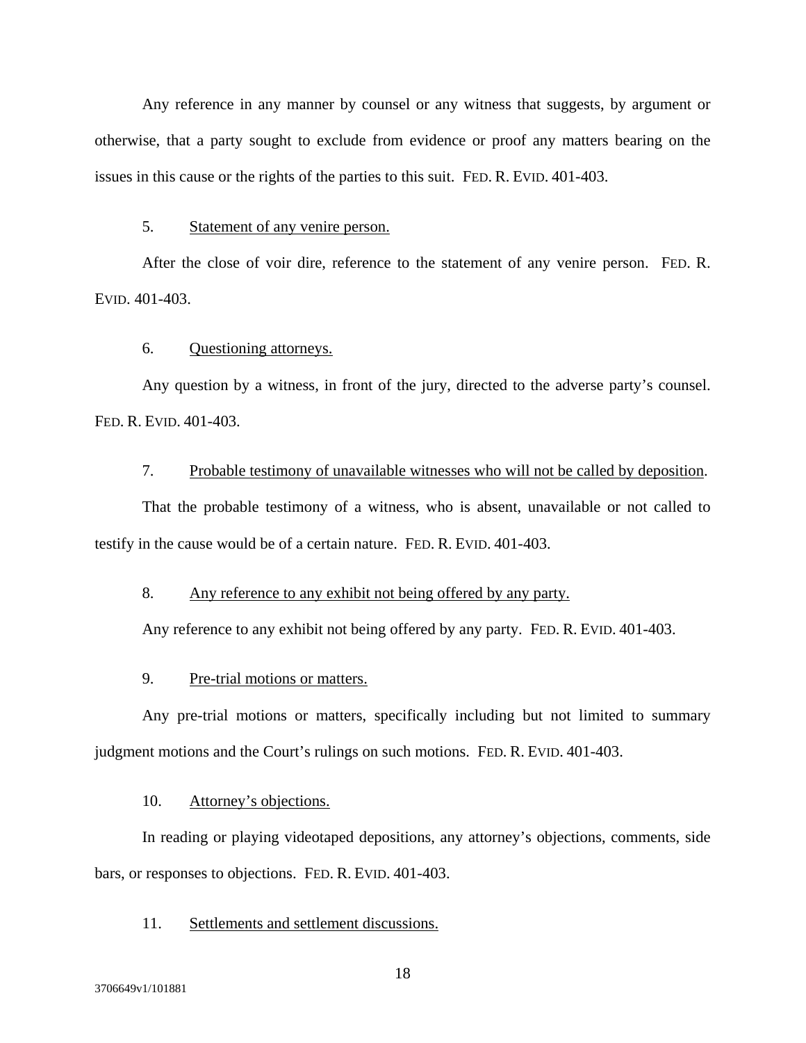Any reference in any manner by counsel or any witness that suggests, by argument or otherwise, that a party sought to exclude from evidence or proof any matters bearing on the issues in this cause or the rights of the parties to this suit. FED. R. EVID. 401-403.

5. Statement of any venire person.

After the close of voir dire, reference to the statement of any venire person. FED. R. EVID. 401-403.

6. Questioning attorneys.

Any question by a witness, in front of the jury, directed to the adverse party's counsel. FED. R. EVID. 401-403.

7. Probable testimony of unavailable witnesses who will not be called by deposition.

That the probable testimony of a witness, who is absent, unavailable or not called to testify in the cause would be of a certain nature. FED. R. EVID. 401-403.

8. Any reference to any exhibit not being offered by any party.

Any reference to any exhibit not being offered by any party. FED. R. EVID. 401-403.

9. Pre-trial motions or matters.

Any pre-trial motions or matters, specifically including but not limited to summary judgment motions and the Court's rulings on such motions. FED. R. EVID. 401-403.

10. Attorney's objections.

In reading or playing videotaped depositions, any attorney's objections, comments, side bars, or responses to objections. FED. R. EVID. 401-403.

11. Settlements and settlement discussions.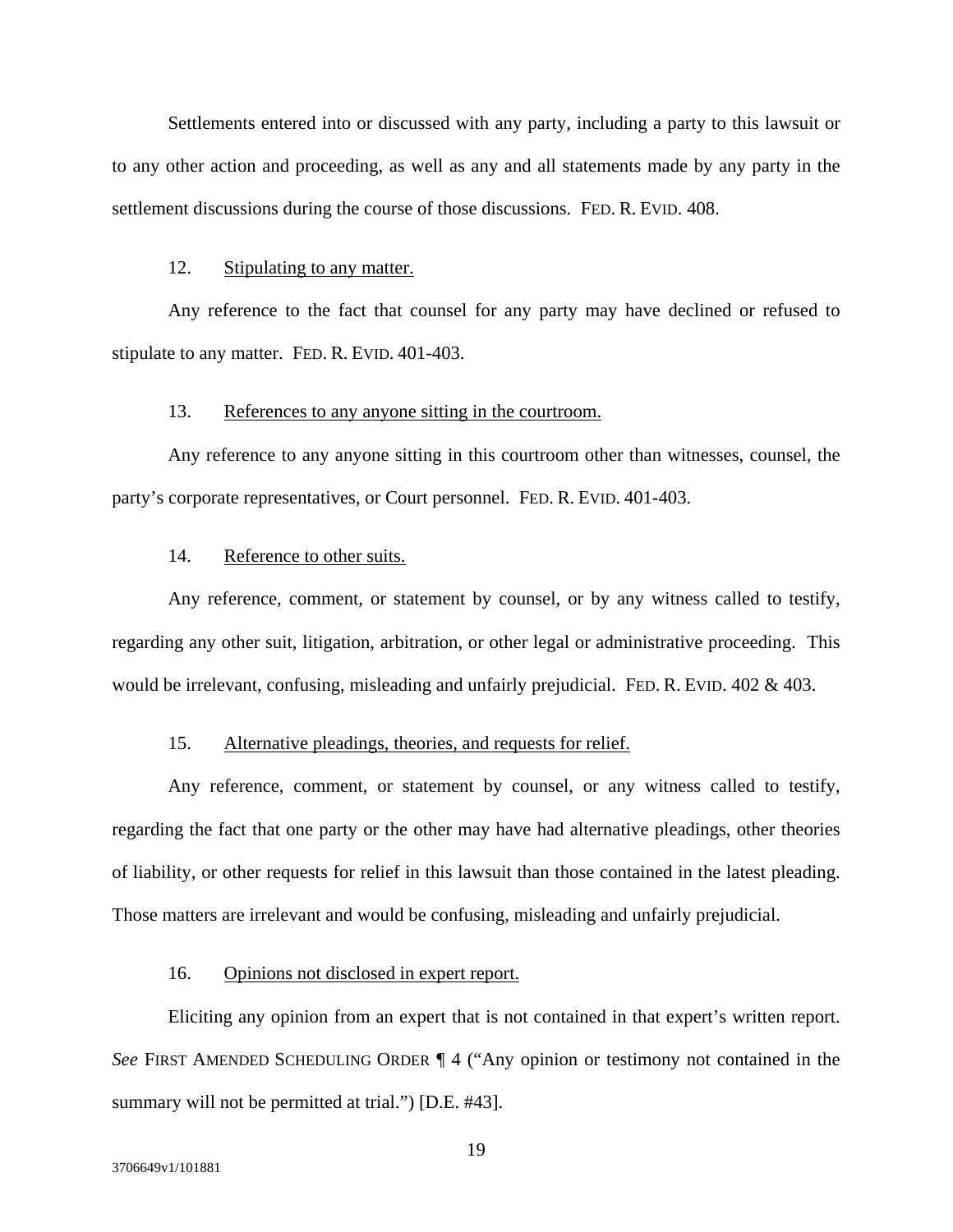Settlements entered into or discussed with any party, including a party to this lawsuit or to any other action and proceeding, as well as any and all statements made by any party in the settlement discussions during the course of those discussions. FED. R. EVID. 408.

12. Stipulating to any matter.

Any reference to the fact that counsel for any party may have declined or refused to stipulate to any matter. FED. R. EVID. 401-403.

13. References to any anyone sitting in the courtroom.

Any reference to any anyone sitting in this courtroom other than witnesses, counsel, the party's corporate representatives, or Court personnel. FED. R. EVID. 401-403.

14. Reference to other suits.

Any reference, comment, or statement by counsel, or by any witness called to testify, regarding any other suit, litigation, arbitration, or other legal or administrative proceeding. This would be irrelevant, confusing, misleading and unfairly prejudicial. FED. R. EVID. 402 & 403.

15. Alternative pleadings, theories, and requests for relief.

Any reference, comment, or statement by counsel, or any witness called to testify, regarding the fact that one party or the other may have had alternative pleadings, other theories of liability, or other requests for relief in this lawsuit than those contained in the latest pleading. Those matters are irrelevant and would be confusing, misleading and unfairly prejudicial.

16. Opinions not disclosed in expert report.

Eliciting any opinion from an expert that is not contained in that expert's written report. *See* FIRST AMENDED SCHEDULING ORDER ¶ 4 ("Any opinion or testimony not contained in the summary will not be permitted at trial.") [D.E. #43].

3706649v1/101881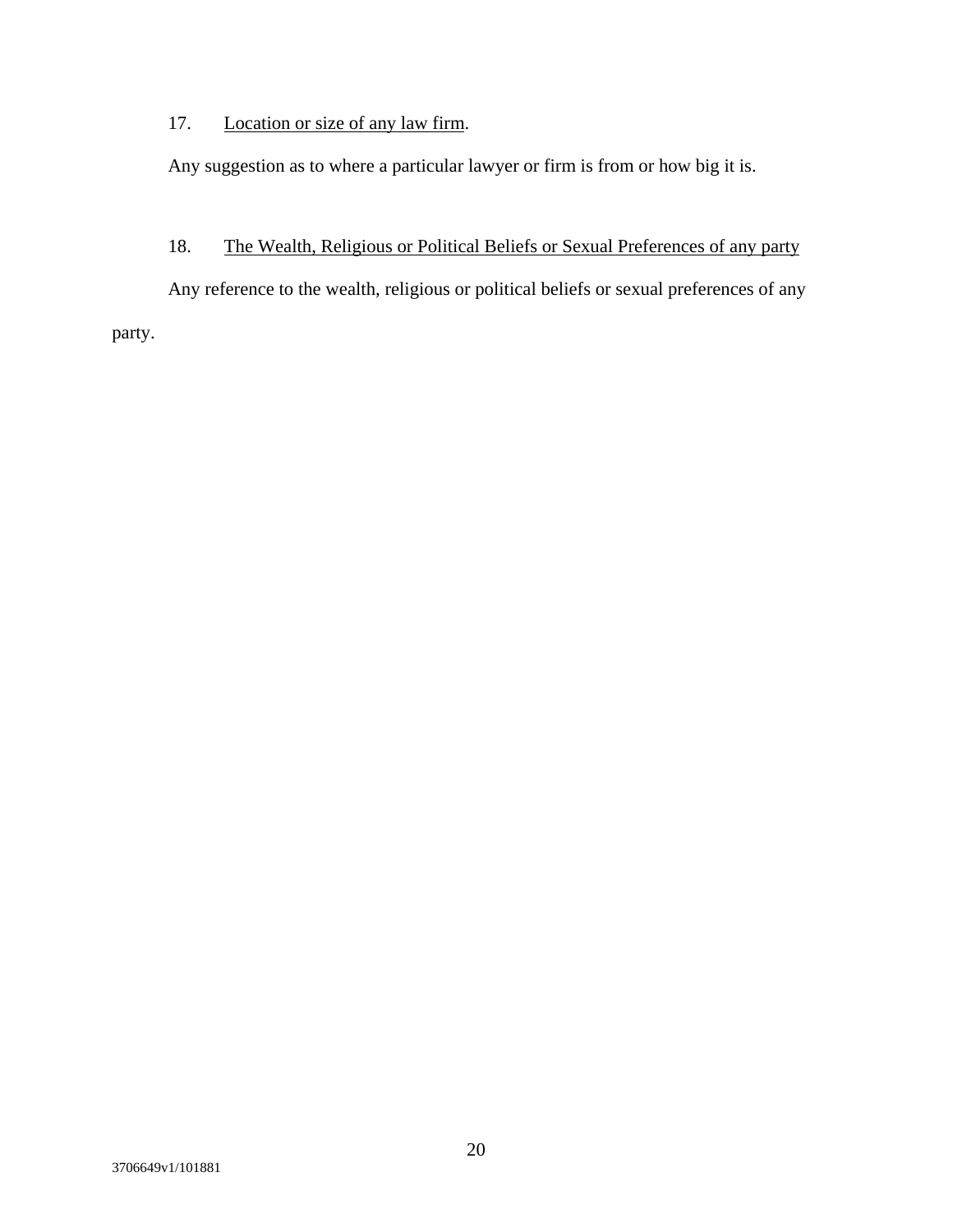17. <u>Location or size of any law firm</u>.

Any suggestion as to where a particular lawyer or firm is from or how big it is.

18. <u>The Wealth, Religious or Political Beliefs or Sexual Preferences of any party</u>

Any reference to the wealth, religious or political beliefs or sexual preferences of any party.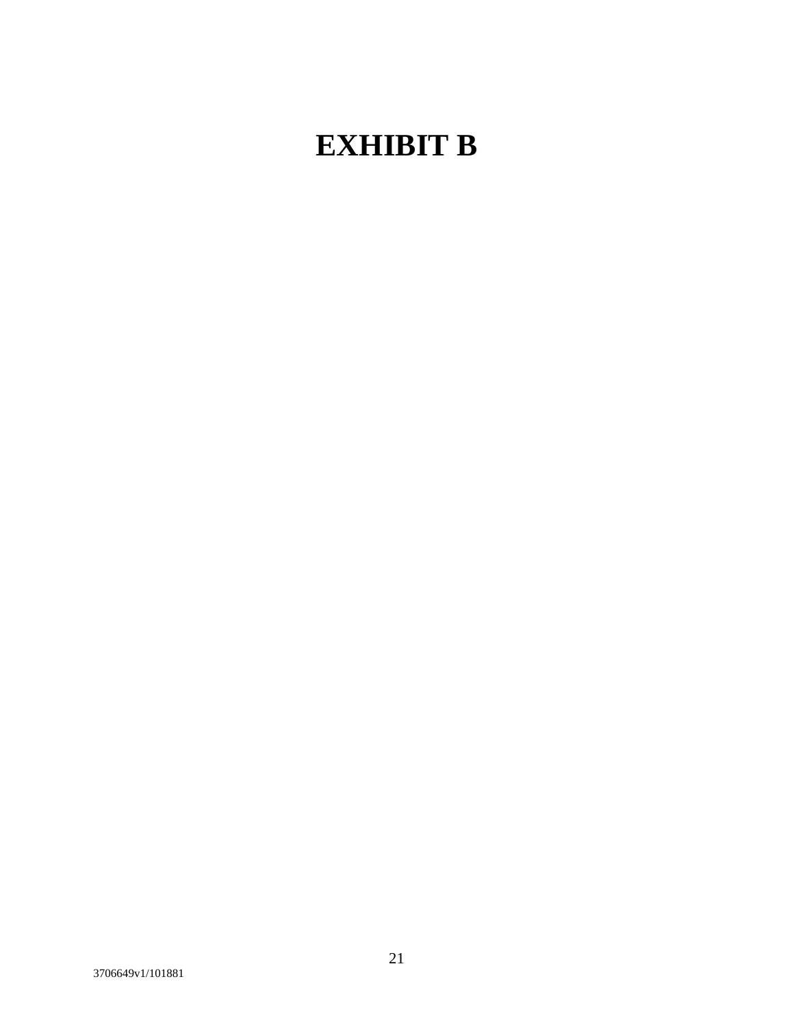# EXHIBIT B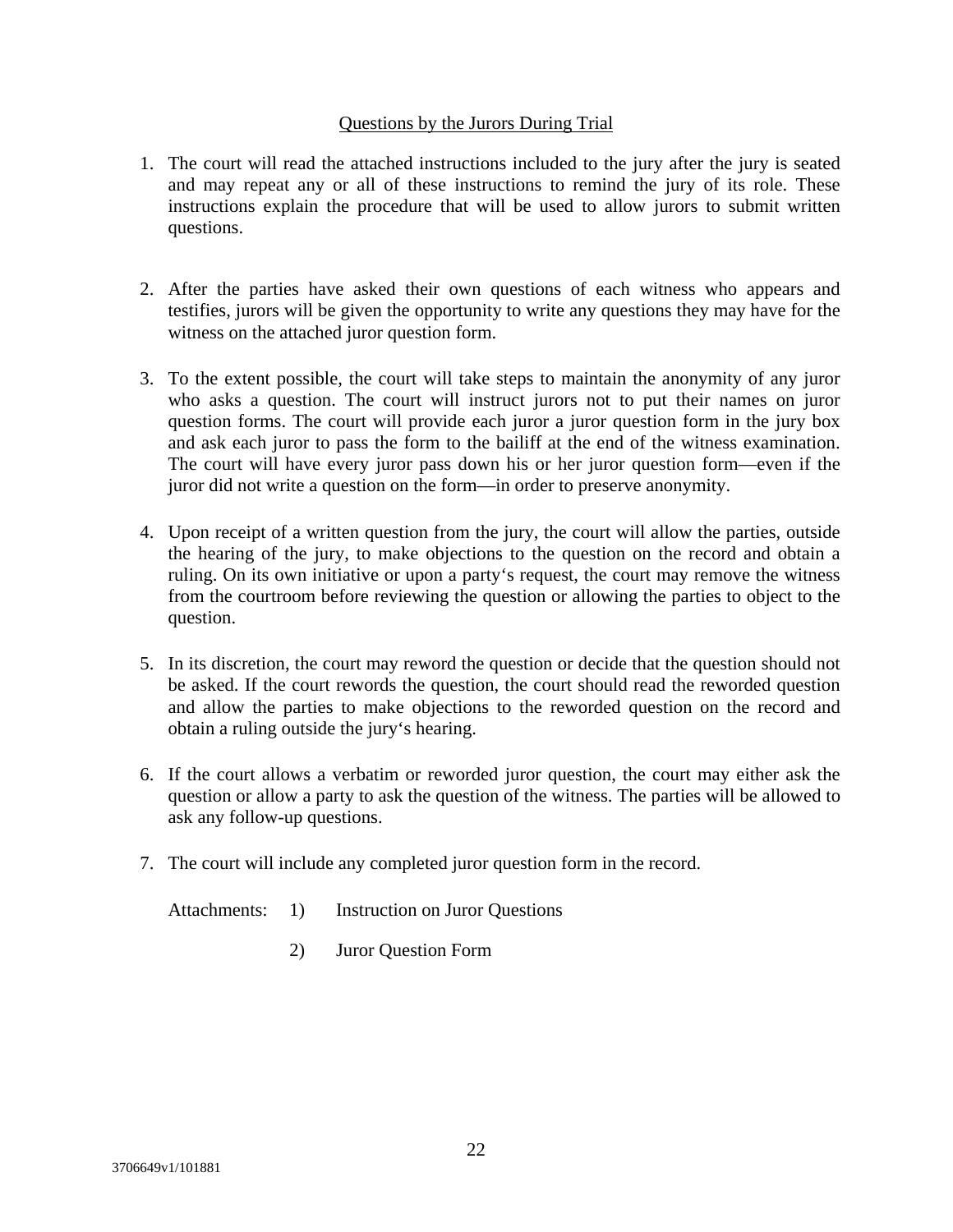<u>Questions by the Jurors During Trial</u>

1. The court will read the attached instructions included to the jury after the jury is seated and may repeat any or all of these instructions to remind the jury of its role. These instructions explain the procedure that will be used to allow jurors to submit written questions.

2. After the parties have asked their own questions of each witness who appears and testifies, jurors will be given the opportunity to write any questions they may have for the witness on the attached juror question form.

3. To the extent possible, the court will take steps to maintain the anonymity of any juror who asks a question. The court will instruct jurors not to put their names on juror question forms. The court will provide each juror a juror question form in the jury box and ask each juror to pass the form to the bailiff at the end of the witness examination. The court will have every juror pass down his or her juror question form—even if the juror did not write a question on the form—in order to preserve anonymity.

4. Upon receipt of a written question from the jury, the court will allow the parties, outside the hearing of the jury, to make objections to the question on the record and obtain a ruling. On its own initiative or upon a party's request, the court may remove the witness from the courtroom before reviewing the question or allowing the parties to object to the question.

5. In its discretion, the court may reword the question or decide that the question should not be asked. If the court rewords the question, the court should read the reworded question and allow the parties to make objections to the reworded question on the record and obtain a ruling outside the jury's hearing.

6. If the court allows a verbatim or reworded juror question, the court may either ask the question or allow a party to ask the question of the witness. The parties will be allowed to ask any follow-up questions.

7. The court will include any completed juror question form in the record.

Attachments:
1) Instruction on Juror Questions
2) Juror Question Form

3706649v1/101881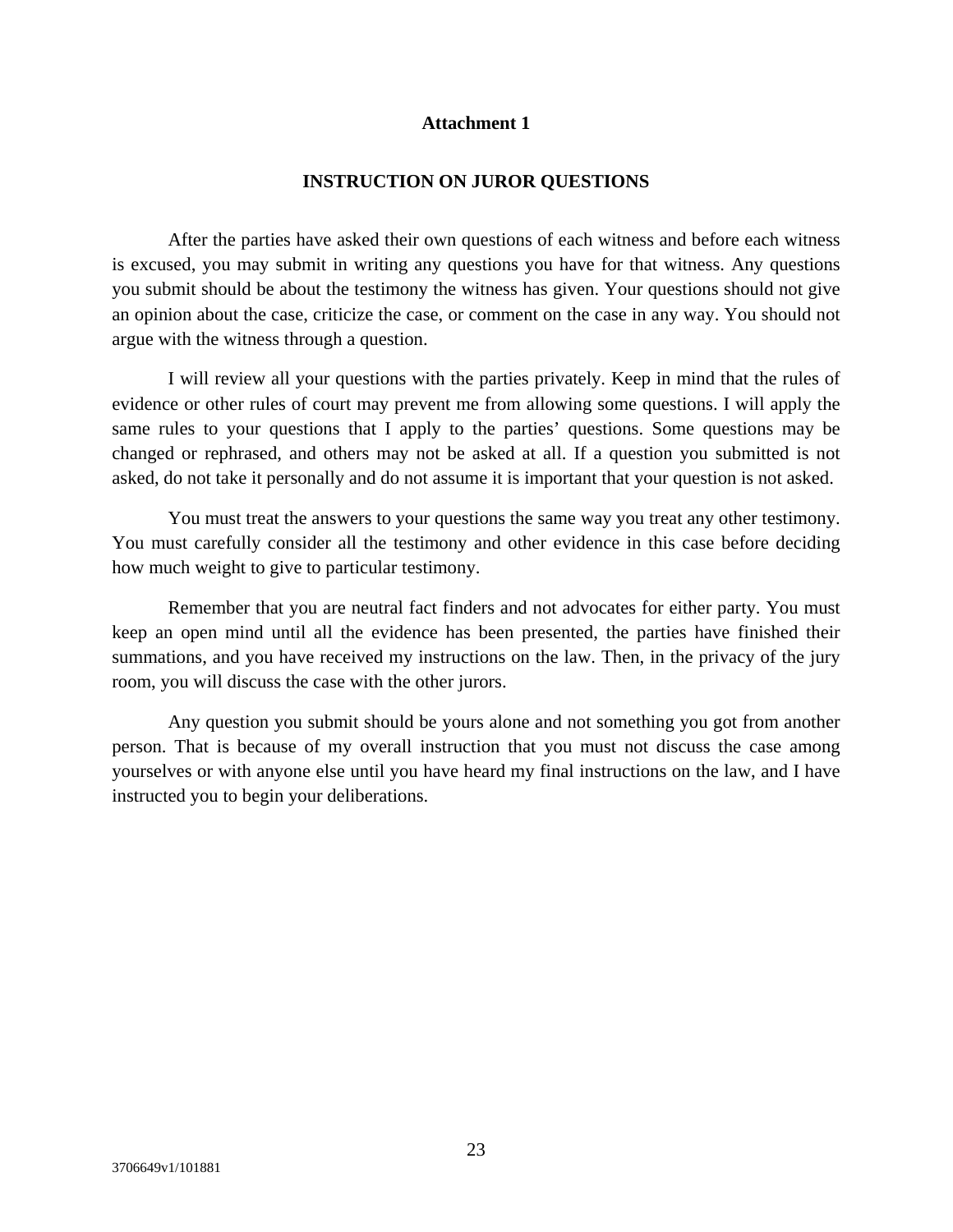**Attachment 1**

**INSTRUCTION ON JUROR QUESTIONS**

After the parties have asked their own questions of each witness and before each witness is excused, you may submit in writing any questions you have for that witness. Any questions you submit should be about the testimony the witness has given. Your questions should not give an opinion about the case, criticize the case, or comment on the case in any way. You should not argue with the witness through a question.

I will review all your questions with the parties privately. Keep in mind that the rules of evidence or other rules of court may prevent me from allowing some questions. I will apply the same rules to your questions that I apply to the parties' questions. Some questions may be changed or rephrased, and others may not be asked at all. If a question you submitted is not asked, do not take it personally and do not assume it is important that your question is not asked.

You must treat the answers to your questions the same way you treat any other testimony. You must carefully consider all the testimony and other evidence in this case before deciding how much weight to give to particular testimony.

Remember that you are neutral fact finders and not advocates for either party. You must keep an open mind until all the evidence has been presented, the parties have finished their summations, and you have received my instructions on the law. Then, in the privacy of the jury room, you will discuss the case with the other jurors.

Any question you submit should be yours alone and not something you got from another person. That is because of my overall instruction that you must not discuss the case among yourselves or with anyone else until you have heard my final instructions on the law, and I have instructed you to begin your deliberations.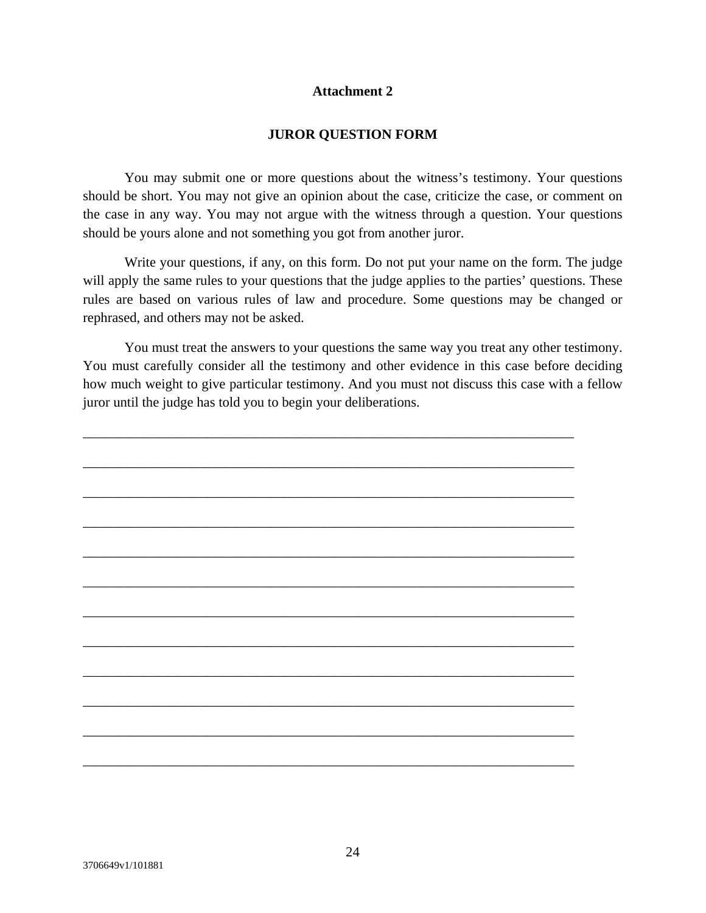**Attachment 2**

**JUROR QUESTION FORM**

You may submit one or more questions about the witness's testimony. Your questions should be short. You may not give an opinion about the case, criticize the case, or comment on the case in any way. You may not argue with the witness through a question. Your questions should be yours alone and not something you got from another juror.

Write your questions, if any, on this form. Do not put your name on the form. The judge will apply the same rules to your questions that the judge applies to the parties' questions. These rules are based on various rules of law and procedure. Some questions may be changed or rephrased, and others may not be asked.

You must treat the answers to your questions the same way you treat any other testimony. You must carefully consider all the testimony and other evidence in this case before deciding how much weight to give particular testimony. And you must not discuss this case with a fellow juror until the judge has told you to begin your deliberations.

\_\_\_\_\_\_\_\_\_\_\_\_\_\_\_\_\_\_\_\_\_\_\_\_\_\_\_\_\_\_\_\_\_\_\_\_\_\_\_\_\_\_\_\_\_\_\_\_\_\_\_\_\_\_\_\_\_\_\_\_\_\_\_\_\_\_\_\_\_\_

\_\_\_\_\_\_\_\_\_\_\_\_\_\_\_\_\_\_\_\_\_\_\_\_\_\_\_\_\_\_\_\_\_\_\_\_\_\_\_\_\_\_\_\_\_\_\_\_\_\_\_\_\_\_\_\_\_\_\_\_\_\_\_\_\_\_\_\_\_\_

\_\_\_\_\_\_\_\_\_\_\_\_\_\_\_\_\_\_\_\_\_\_\_\_\_\_\_\_\_\_\_\_\_\_\_\_\_\_\_\_\_\_\_\_\_\_\_\_\_\_\_\_\_\_\_\_\_\_\_\_\_\_\_\_\_\_\_\_\_\_

\_\_\_\_\_\_\_\_\_\_\_\_\_\_\_\_\_\_\_\_\_\_\_\_\_\_\_\_\_\_\_\_\_\_\_\_\_\_\_\_\_\_\_\_\_\_\_\_\_\_\_\_\_\_\_\_\_\_\_\_\_\_\_\_\_\_\_\_\_\_

\_\_\_\_\_\_\_\_\_\_\_\_\_\_\_\_\_\_\_\_\_\_\_\_\_\_\_\_\_\_\_\_\_\_\_\_\_\_\_\_\_\_\_\_\_\_\_\_\_\_\_\_\_\_\_\_\_\_\_\_\_\_\_\_\_\_\_\_\_\_

\_\_\_\_\_\_\_\_\_\_\_\_\_\_\_\_\_\_\_\_\_\_\_\_\_\_\_\_\_\_\_\_\_\_\_\_\_\_\_\_\_\_\_\_\_\_\_\_\_\_\_\_\_\_\_\_\_\_\_\_\_\_\_\_\_\_\_\_\_\_

\_\_\_\_\_\_\_\_\_\_\_\_\_\_\_\_\_\_\_\_\_\_\_\_\_\_\_\_\_\_\_\_\_\_\_\_\_\_\_\_\_\_\_\_\_\_\_\_\_\_\_\_\_\_\_\_\_\_\_\_\_\_\_\_\_\_\_\_\_\_

\_\_\_\_\_\_\_\_\_\_\_\_\_\_\_\_\_\_\_\_\_\_\_\_\_\_\_\_\_\_\_\_\_\_\_\_\_\_\_\_\_\_\_\_\_\_\_\_\_\_\_\_\_\_\_\_\_\_\_\_\_\_\_\_\_\_\_\_\_\_

\_\_\_\_\_\_\_\_\_\_\_\_\_\_\_\_\_\_\_\_\_\_\_\_\_\_\_\_\_\_\_\_\_\_\_\_\_\_\_\_\_\_\_\_\_\_\_\_\_\_\_\_\_\_\_\_\_\_\_\_\_\_\_\_\_\_\_\_\_\_

\_\_\_\_\_\_\_\_\_\_\_\_\_\_\_\_\_\_\_\_\_\_\_\_\_\_\_\_\_\_\_\_\_\_\_\_\_\_\_\_\_\_\_\_\_\_\_\_\_\_\_\_\_\_\_\_\_\_\_\_\_\_\_\_\_\_\_\_\_\_

\_\_\_\_\_\_\_\_\_\_\_\_\_\_\_\_\_\_\_\_\_\_\_\_\_\_\_\_\_\_\_\_\_\_\_\_\_\_\_\_\_\_\_\_\_\_\_\_\_\_\_\_\_\_\_\_\_\_\_\_\_\_\_\_\_\_\_\_\_\_

\_\_\_\_\_\_\_\_\_\_\_\_\_\_\_\_\_\_\_\_\_\_\_\_\_\_\_\_\_\_\_\_\_\_\_\_\_\_\_\_\_\_\_\_\_\_\_\_\_\_\_\_\_\_\_\_\_\_\_\_\_\_\_\_\_\_\_\_\_\_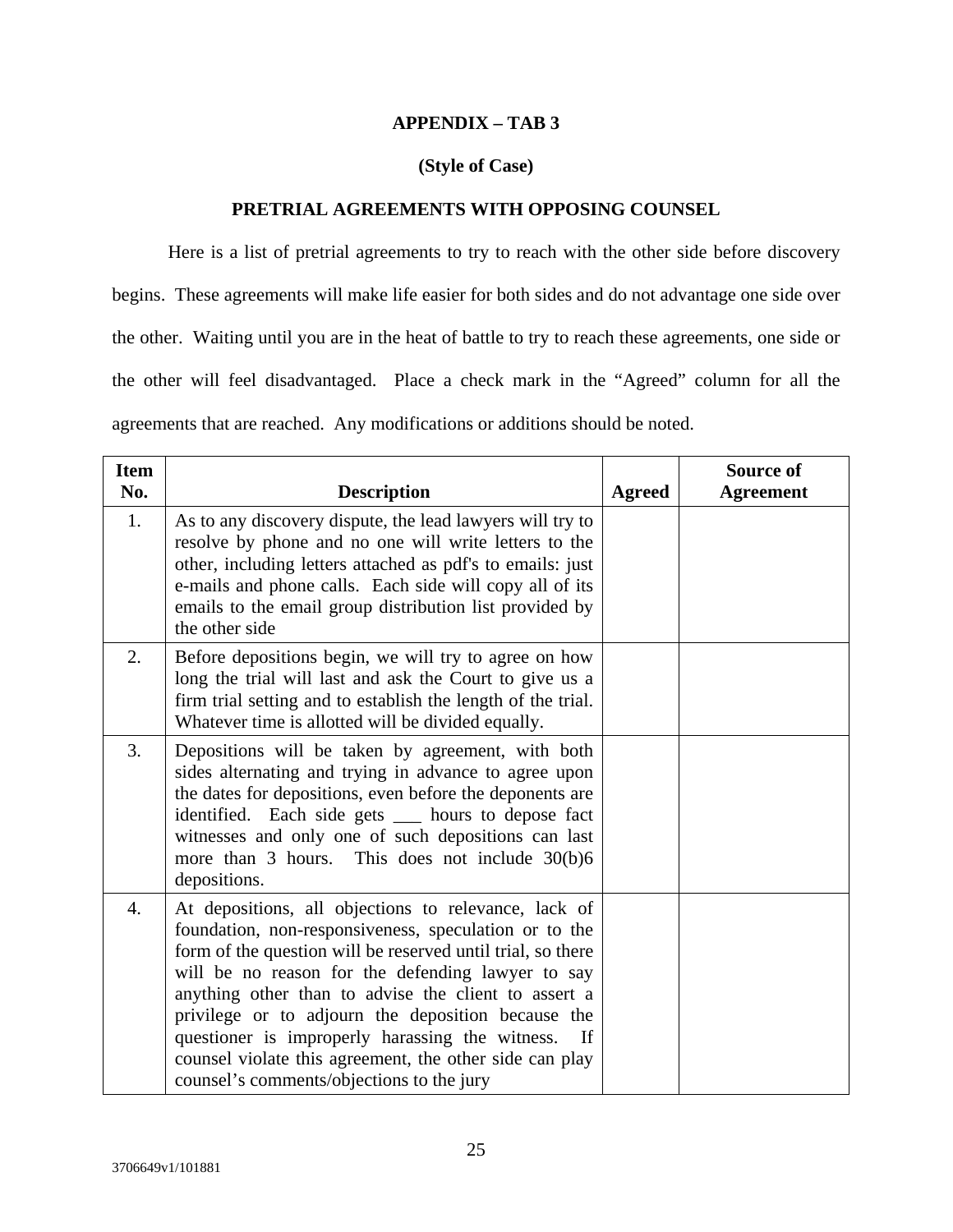**APPENDIX – TAB 3**

**(Style of Case)**

**PRETRIAL AGREEMENTS WITH OPPOSING COUNSEL**

Here is a list of pretrial agreements to try to reach with the other side before discovery begins. These agreements will make life easier for both sides and do not advantage one side over the other. Waiting until you are in the heat of battle to try to reach these agreements, one side or the other will feel disadvantaged. Place a check mark in the "Agreed" column for all the agreements that are reached. Any modifications or additions should be noted.

| Item No. | Description | Agreed | Source of Agreement |
|---|---|---|---|
| 1. | As to any discovery dispute, the lead lawyers will try to resolve by phone and no one will write letters to the other, including letters attached as pdf's to emails: just e-mails and phone calls. Each side will copy all of its emails to the email group distribution list provided by the other side | | |
| 2. | Before depositions begin, we will try to agree on how long the trial will last and ask the Court to give us a firm trial setting and to establish the length of the trial. Whatever time is allotted will be divided equally. | | |
| 3. | Depositions will be taken by agreement, with both sides alternating and trying in advance to agree upon the dates for depositions, even before the deponents are identified. Each side gets ___ hours to depose fact witnesses and only one of such depositions can last more than 3 hours. This does not include 30(b)6 depositions. | | |
| 4. | At depositions, all objections to relevance, lack of foundation, non-responsiveness, speculation or to the form of the question will be reserved until trial, so there will be no reason for the defending lawyer to say anything other than to advise the client to assert a privilege or to adjourn the deposition because the questioner is improperly harassing the witness. If counsel violate this agreement, the other side can play counsel's comments/objections to the jury | | |

3706649v1/101881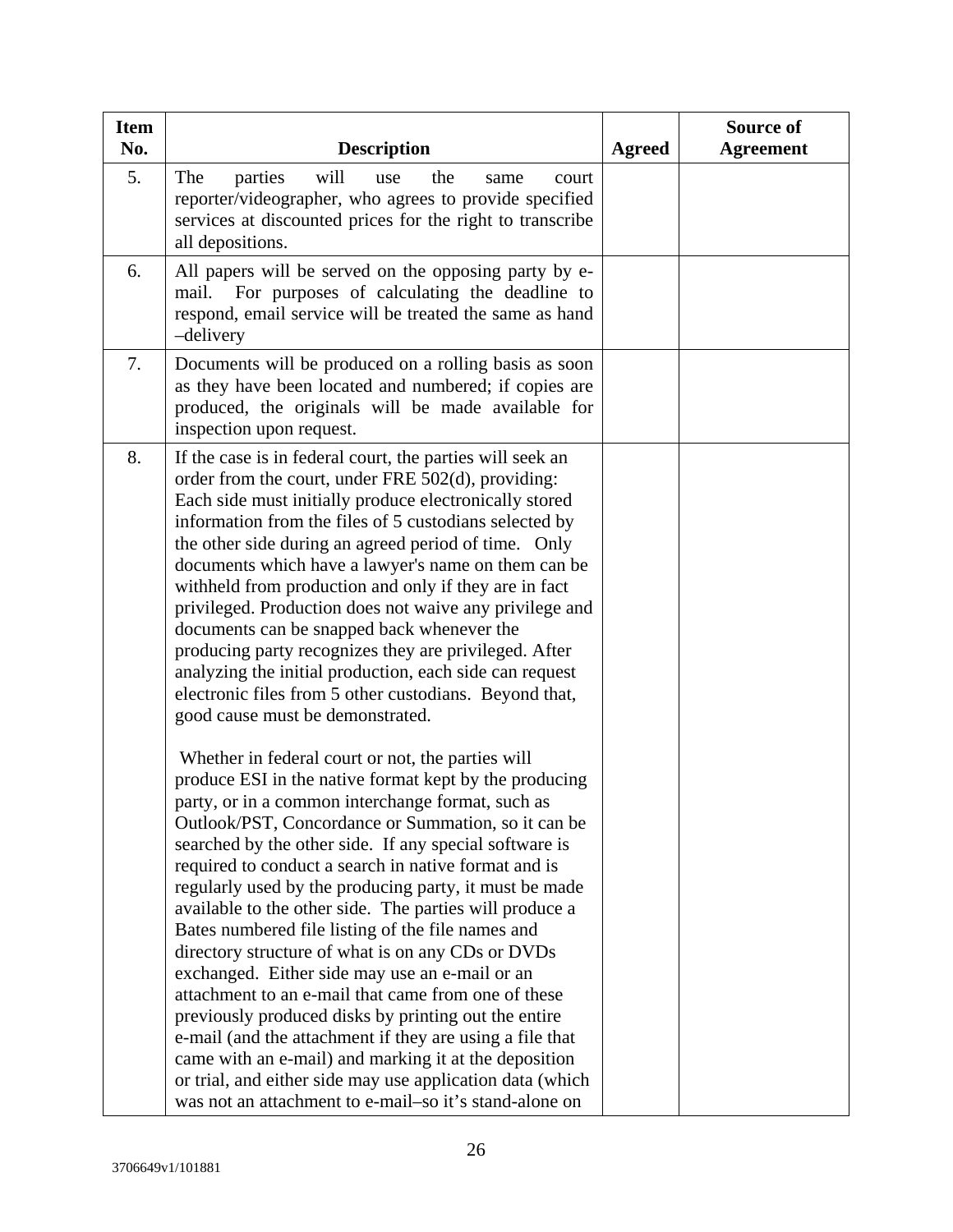| Item No. | Description | Agreed | Source of Agreement |
|---|---|---|---|
| 5. | The parties will use the same court reporter/videographer, who agrees to provide specified services at discounted prices for the right to transcribe all depositions. | | |
| 6. | All papers will be served on the opposing party by e-mail. For purposes of calculating the deadline to respond, email service will be treated the same as hand –delivery | | |
| 7. | Documents will be produced on a rolling basis as soon as they have been located and numbered; if copies are produced, the originals will be made available for inspection upon request. | | |
| 8. | If the case is in federal court, the parties will seek an order from the court, under FRE 502(d), providing: Each side must initially produce electronically stored information from the files of 5 custodians selected by the other side during an agreed period of time. Only documents which have a lawyer's name on them can be withheld from production and only if they are in fact privileged. Production does not waive any privilege and documents can be snapped back whenever the producing party recognizes they are privileged. After analyzing the initial production, each side can request electronic files from 5 other custodians. Beyond that, good cause must be demonstrated.<br><br>Whether in federal court or not, the parties will produce ESI in the native format kept by the producing party, or in a common interchange format, such as Outlook/PST, Concordance or Summation, so it can be searched by the other side. If any special software is required to conduct a search in native format and is regularly used by the producing party, it must be made available to the other side. The parties will produce a Bates numbered file listing of the file names and directory structure of what is on any CDs or DVDs exchanged. Either side may use an e-mail or an attachment to an e-mail that came from one of these previously produced disks by printing out the entire e-mail (and the attachment if they are using a file that came with an e-mail) and marking it at the deposition or trial, and either side may use application data (which was not an attachment to e-mail–so it's stand-alone on | | |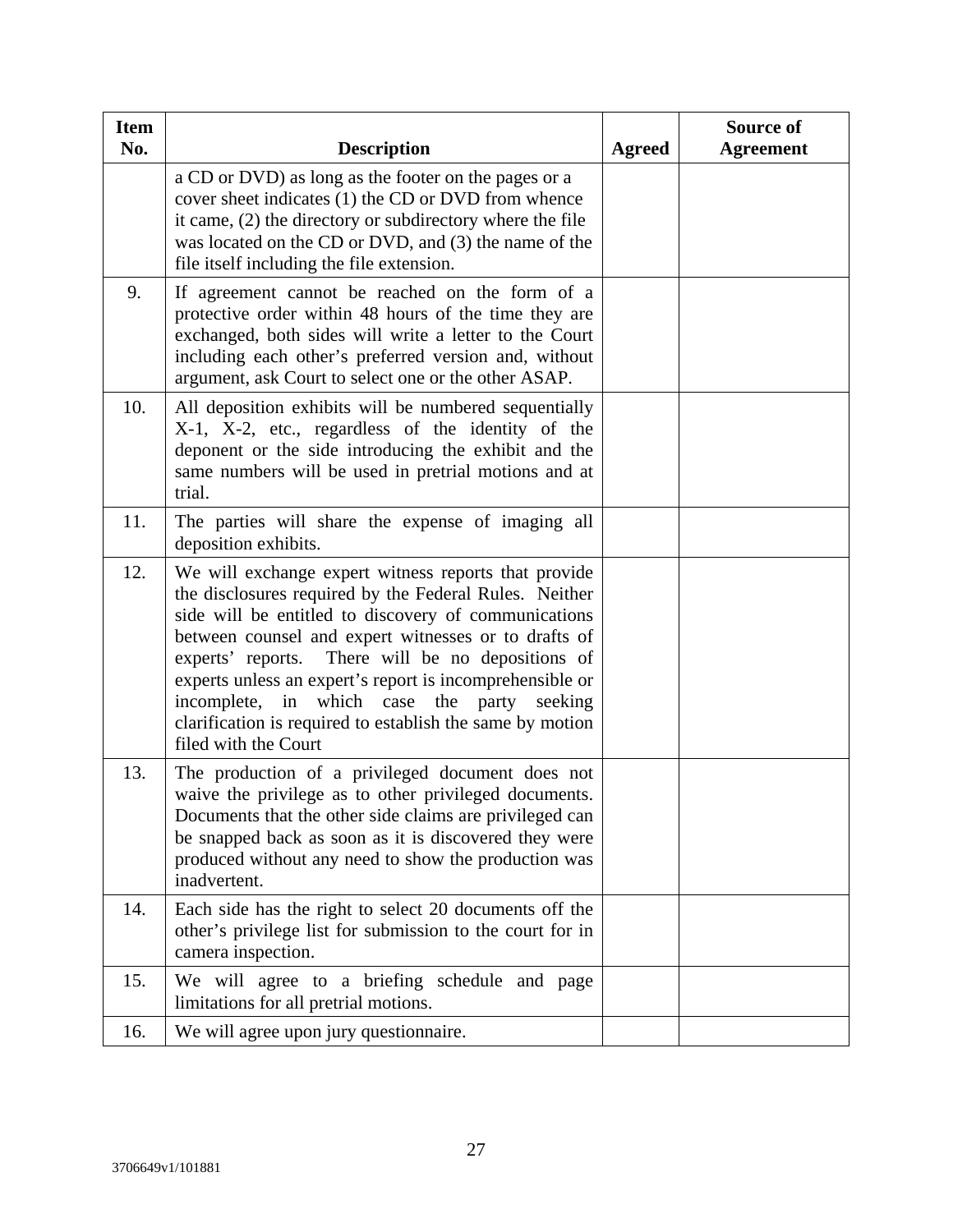| Item No. | Description | Agreed | Source of Agreement |
|---|---|---|---|
| | a CD or DVD) as long as the footer on the pages or a cover sheet indicates (1) the CD or DVD from whence it came, (2) the directory or subdirectory where the file was located on the CD or DVD, and (3) the name of the file itself including the file extension. | | |
| 9. | If agreement cannot be reached on the form of a protective order within 48 hours of the time they are exchanged, both sides will write a letter to the Court including each other's preferred version and, without argument, ask Court to select one or the other ASAP. | | |
| 10. | All deposition exhibits will be numbered sequentially X-1, X-2, etc., regardless of the identity of the deponent or the side introducing the exhibit and the same numbers will be used in pretrial motions and at trial. | | |
| 11. | The parties will share the expense of imaging all deposition exhibits. | | |
| 12. | We will exchange expert witness reports that provide the disclosures required by the Federal Rules. Neither side will be entitled to discovery of communications between counsel and expert witnesses or to drafts of experts' reports. There will be no depositions of experts unless an expert's report is incomprehensible or incomplete, in which case the party seeking clarification is required to establish the same by motion filed with the Court | | |
| 13. | The production of a privileged document does not waive the privilege as to other privileged documents. Documents that the other side claims are privileged can be snapped back as soon as it is discovered they were produced without any need to show the production was inadvertent. | | |
| 14. | Each side has the right to select 20 documents off the other's privilege list for submission to the court for in camera inspection. | | |
| 15. | We will agree to a briefing schedule and page limitations for all pretrial motions. | | |
| 16. | We will agree upon jury questionnaire. | | |

3706649v1/101881